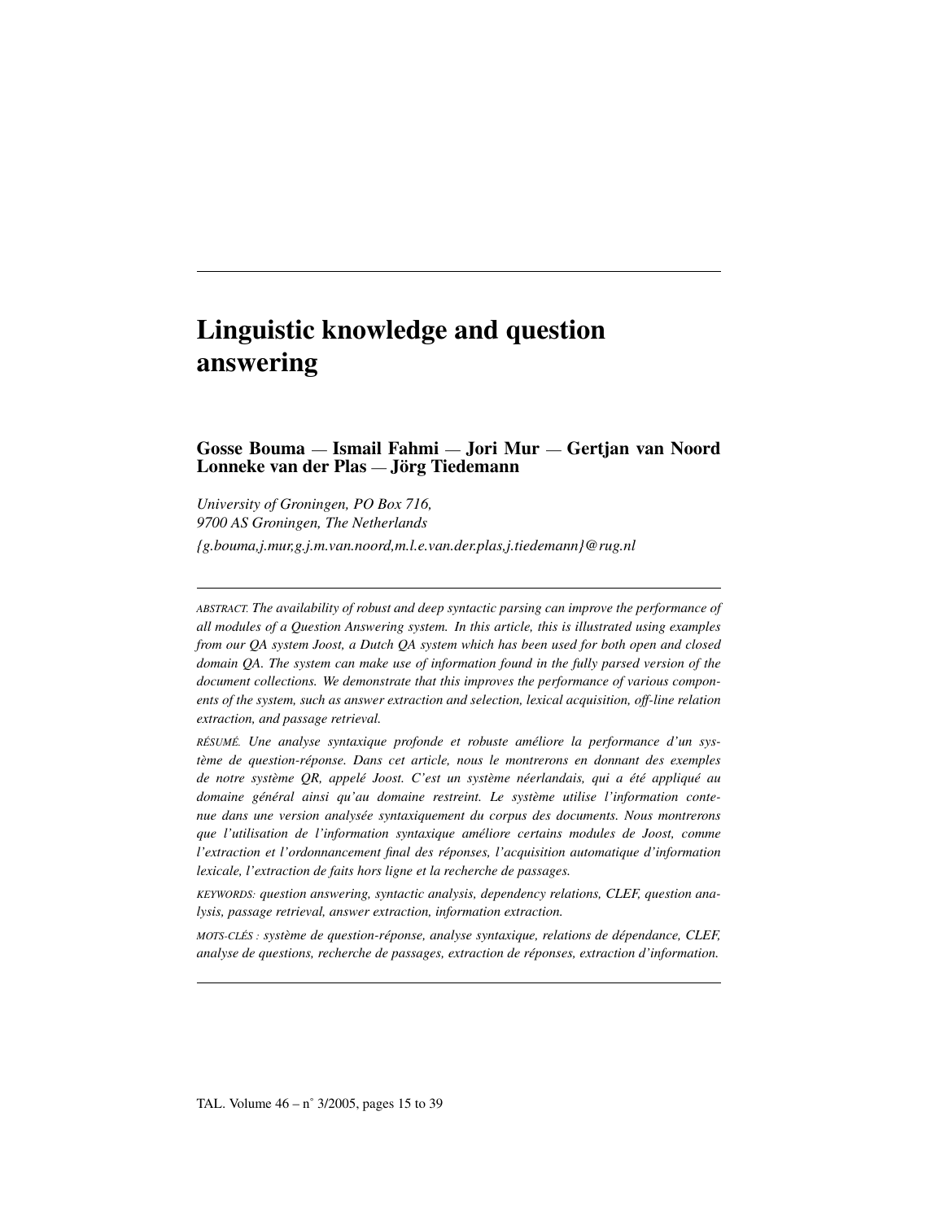# Linguistic knowledge and question answering

**Gosse Bouma — Ismail Fahmi — Jori Mur — Gertjan van Noord Lonneke van der Plas — Jörg Tiedemann**

*University of Groningen, PO Box 716,*
*9700 AS Groningen, The Netherlands*

*{g.bouma,j.mur,g.j.m.van.noord,m.l.e.van.der.plas,j.tiedemann}@rug.nl*

---

ABSTRACT. *The availability of robust and deep syntactic parsing can improve the performance of all modules of a Question Answering system. In this article, this is illustrated using examples from our QA system Joost, a Dutch QA system which has been used for both open and closed domain QA. The system can make use of information found in the fully parsed version of the document collections. We demonstrate that this improves the performance of various components of the system, such as answer extraction and selection, lexical acquisition, off-line relation extraction, and passage retrieval.*

RÉSUMÉ. *Une analyse syntaxique profonde et robuste améliore la performance d'un système de question-réponse. Dans cet article, nous le montrerons en donnant des exemples de notre système QR, appelé Joost. C'est un système néerlandais, qui a été appliqué au domaine général ainsi qu'au domaine restreint. Le système utilise l'information contenue dans une version analysée syntaxiquement du corpus des documents. Nous montrerons que l'utilisation de l'information syntaxique améliore certains modules de Joost, comme l'extraction et l'ordonnancement final des réponses, l'acquisition automatique d'information lexicale, l'extraction de faits hors ligne et la recherche de passages.*

KEYWORDS: *question answering, syntactic analysis, dependency relations, CLEF, question analysis, passage retrieval, answer extraction, information extraction.*

MOTS-CLÉS : *système de question-réponse, analyse syntaxique, relations de dépendance, CLEF, analyse de questions, recherche de passages, extraction de réponses, extraction d'information.*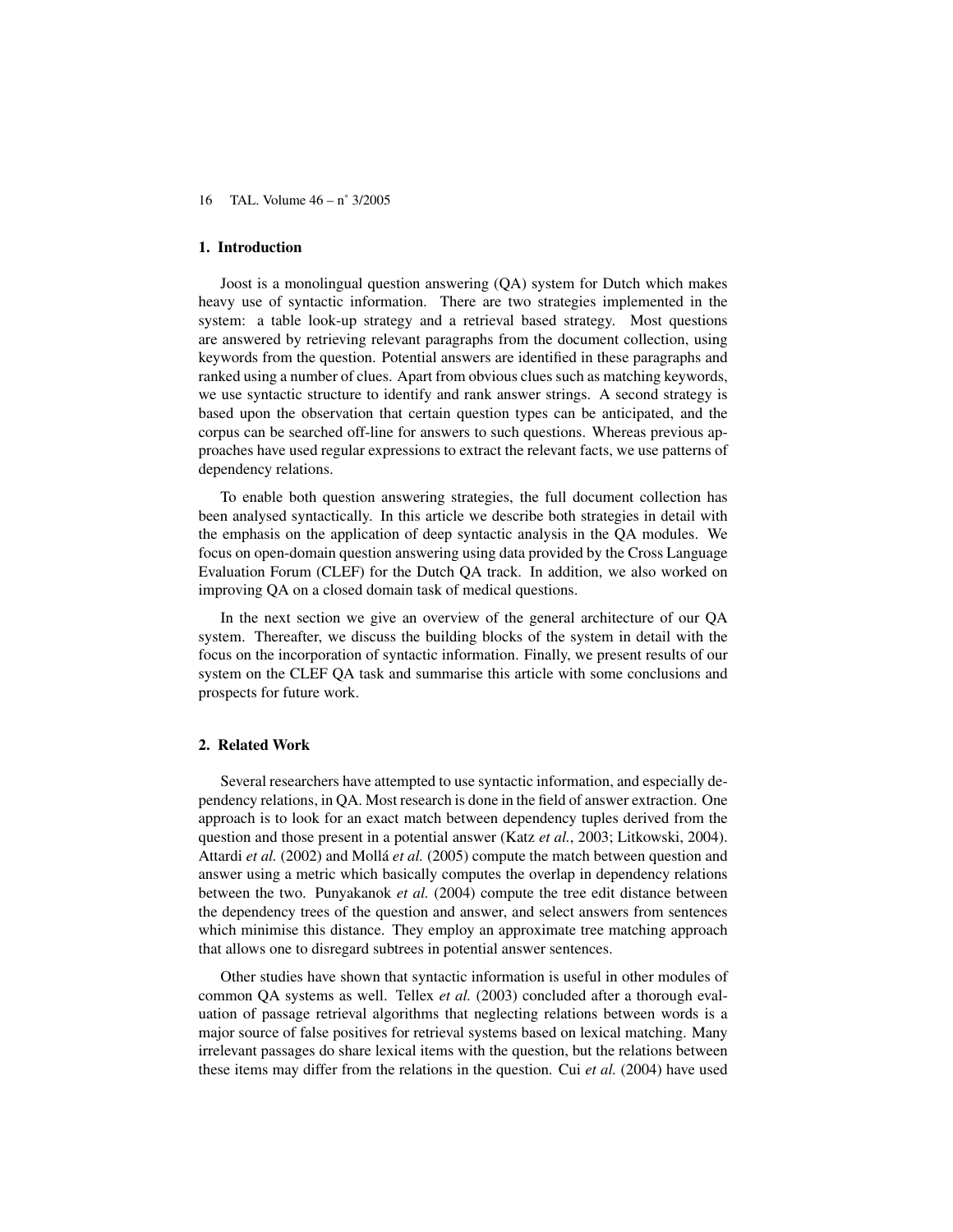## 1. Introduction

Joost is a monolingual question answering (QA) system for Dutch which makes heavy use of syntactic information. There are two strategies implemented in the system: a table look-up strategy and a retrieval based strategy. Most questions are answered by retrieving relevant paragraphs from the document collection, using keywords from the question. Potential answers are identified in these paragraphs and ranked using a number of clues. Apart from obvious clues such as matching keywords, we use syntactic structure to identify and rank answer strings. A second strategy is based upon the observation that certain question types can be anticipated, and the corpus can be searched off-line for answers to such questions. Whereas previous approaches have used regular expressions to extract the relevant facts, we use patterns of dependency relations.

To enable both question answering strategies, the full document collection has been analysed syntactically. In this article we describe both strategies in detail with the emphasis on the application of deep syntactic analysis in the QA modules. We focus on open-domain question answering using data provided by the Cross Language Evaluation Forum (CLEF) for the Dutch QA track. In addition, we also worked on improving QA on a closed domain task of medical questions.

In the next section we give an overview of the general architecture of our QA system. Thereafter, we discuss the building blocks of the system in detail with the focus on the incorporation of syntactic information. Finally, we present results of our system on the CLEF QA task and summarise this article with some conclusions and prospects for future work.

## 2. Related Work

Several researchers have attempted to use syntactic information, and especially dependency relations, in QA. Most research is done in the field of answer extraction. One approach is to look for an exact match between dependency tuples derived from the question and those present in a potential answer (Katz *et al.*, 2003; Litkowski, 2004). Attardi *et al.* (2002) and Mollá *et al.* (2005) compute the match between question and answer using a metric which basically computes the overlap in dependency relations between the two. Punyakanok *et al.* (2004) compute the tree edit distance between the dependency trees of the question and answer, and select answers from sentences which minimise this distance. They employ an approximate tree matching approach that allows one to disregard subtrees in potential answer sentences.

Other studies have shown that syntactic information is useful in other modules of common QA systems as well. Tellex *et al.* (2003) concluded after a thorough evaluation of passage retrieval algorithms that neglecting relations between words is a major source of false positives for retrieval systems based on lexical matching. Many irrelevant passages do share lexical items with the question, but the relations between these items may differ from the relations in the question. Cui *et al.* (2004) have used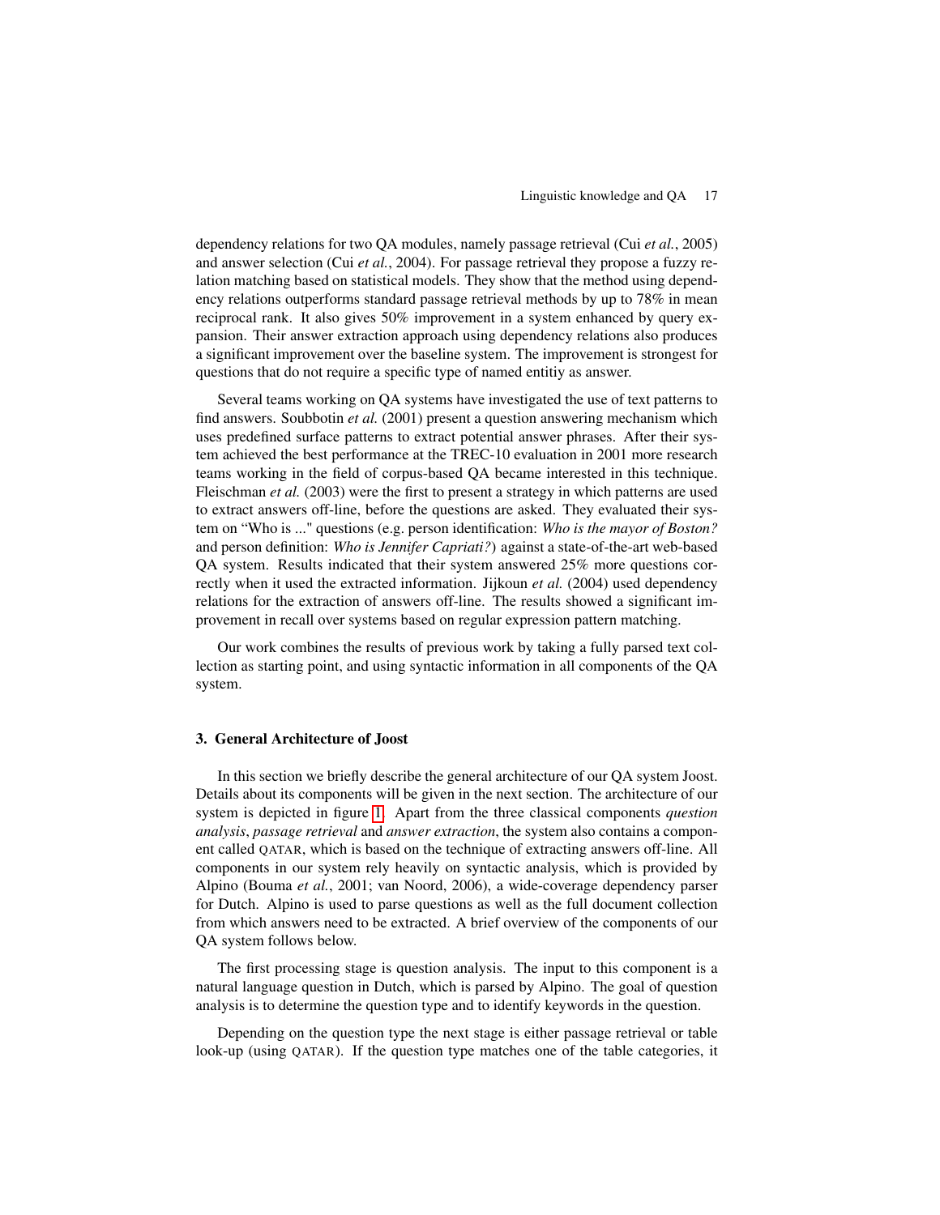dependency relations for two QA modules, namely passage retrieval (Cui *et al.*, 2005) and answer selection (Cui *et al.*, 2004). For passage retrieval they propose a fuzzy relation matching based on statistical models. They show that the method using dependency relations outperforms standard passage retrieval methods by up to 78% in mean reciprocal rank. It also gives 50% improvement in a system enhanced by query expansion. Their answer extraction approach using dependency relations also produces a significant improvement over the baseline system. The improvement is strongest for questions that do not require a specific type of named entitiy as answer.

Several teams working on QA systems have investigated the use of text patterns to find answers. Soubbotin *et al.* (2001) present a question answering mechanism which uses predefined surface patterns to extract potential answer phrases. After their system achieved the best performance at the TREC-10 evaluation in 2001 more research teams working in the field of corpus-based QA became interested in this technique. Fleischman *et al.* (2003) were the first to present a strategy in which patterns are used to extract answers off-line, before the questions are asked. They evaluated their system on "Who is ..." questions (e.g. person identification: *Who is the mayor of Boston?* and person definition: *Who is Jennifer Capriati?*) against a state-of-the-art web-based QA system. Results indicated that their system answered 25% more questions correctly when it used the extracted information. Jijkoun *et al.* (2004) used dependency relations for the extraction of answers off-line. The results showed a significant improvement in recall over systems based on regular expression pattern matching.

Our work combines the results of previous work by taking a fully parsed text collection as starting point, and using syntactic information in all components of the QA system.

## 3. General Architecture of Joost

In this section we briefly describe the general architecture of our QA system Joost. Details about its components will be given in the next section. The architecture of our system is depicted in figure 1. Apart from the three classical components *question analysis*, *passage retrieval* and *answer extraction*, the system also contains a component called QATAR, which is based on the technique of extracting answers off-line. All components in our system rely heavily on syntactic analysis, which is provided by Alpino (Bouma *et al.*, 2001; van Noord, 2006), a wide-coverage dependency parser for Dutch. Alpino is used to parse questions as well as the full document collection from which answers need to be extracted. A brief overview of the components of our QA system follows below.

The first processing stage is question analysis. The input to this component is a natural language question in Dutch, which is parsed by Alpino. The goal of question analysis is to determine the question type and to identify keywords in the question.

Depending on the question type the next stage is either passage retrieval or table look-up (using QATAR). If the question type matches one of the table categories, it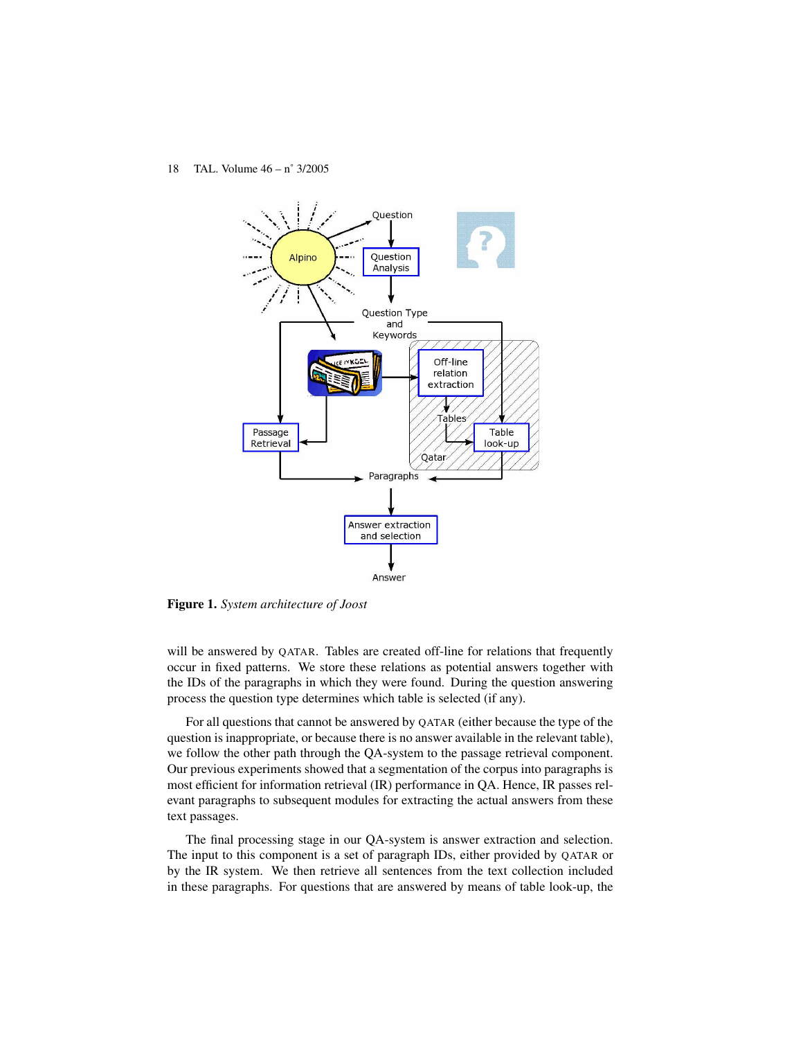**Figure 1.** *System architecture of Joost*

will be answered by QATAR. Tables are created off-line for relations that frequently occur in fixed patterns. We store these relations as potential answers together with the IDs of the paragraphs in which they were found. During the question answering process the question type determines which table is selected (if any).

For all questions that cannot be answered by QATAR (either because the type of the question is inappropriate, or because there is no answer available in the relevant table), we follow the other path through the QA-system to the passage retrieval component. Our previous experiments showed that a segmentation of the corpus into paragraphs is most efficient for information retrieval (IR) performance in QA. Hence, IR passes relevant paragraphs to subsequent modules for extracting the actual answers from these text passages.

The final processing stage in our QA-system is answer extraction and selection. The input to this component is a set of paragraph IDs, either provided by QATAR or by the IR system. We then retrieve all sentences from the text collection included in these paragraphs. For questions that are answered by means of table look-up, the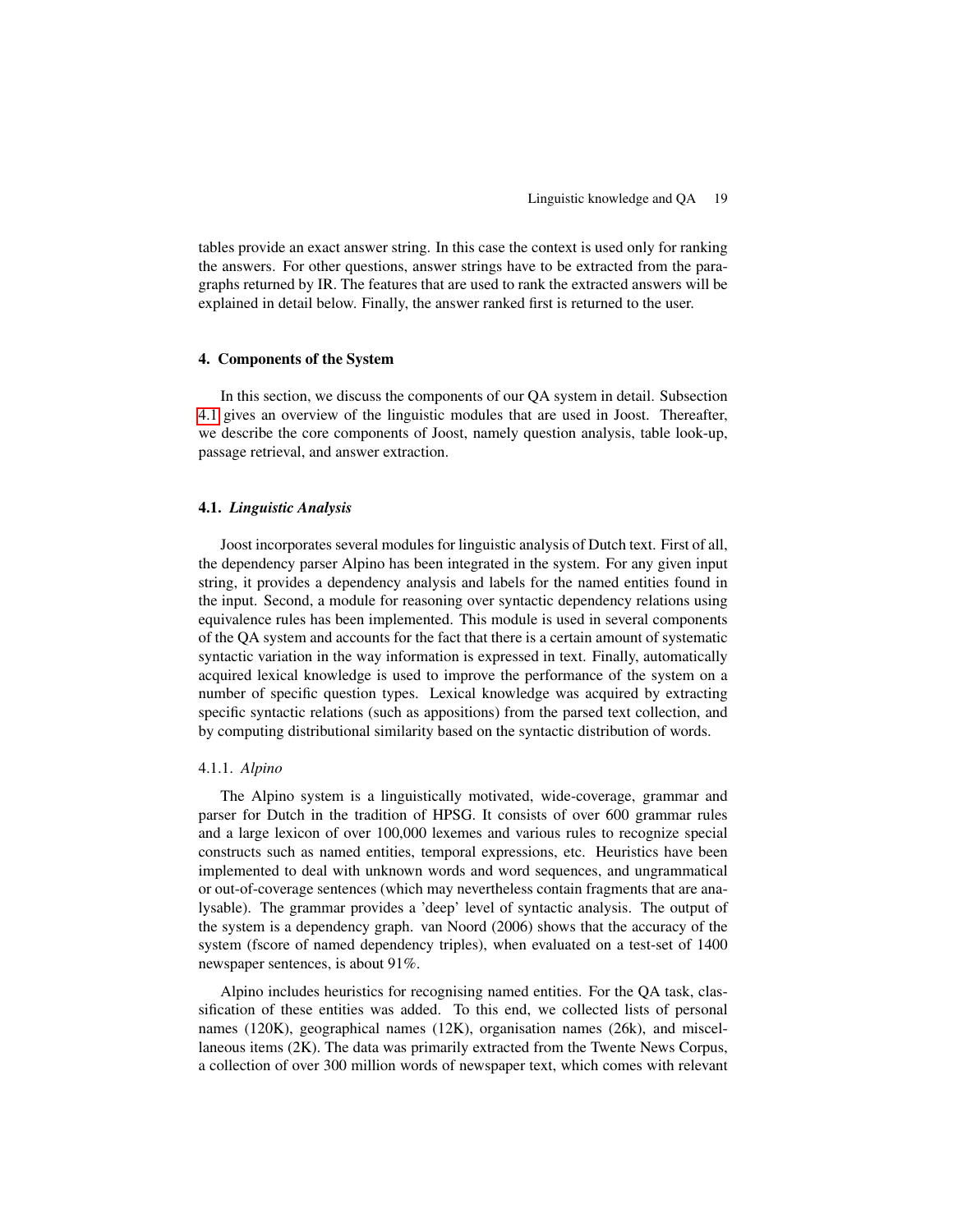tables provide an exact answer string. In this case the context is used only for ranking the answers. For other questions, answer strings have to be extracted from the paragraphs returned by IR. The features that are used to rank the extracted answers will be explained in detail below. Finally, the answer ranked first is returned to the user.

## 4. Components of the System

In this section, we discuss the components of our QA system in detail. Subsection 4.1 gives an overview of the linguistic modules that are used in Joost. Thereafter, we describe the core components of Joost, namely question analysis, table look-up, passage retrieval, and answer extraction.

### 4.1. *Linguistic Analysis*

Joost incorporates several modules for linguistic analysis of Dutch text. First of all, the dependency parser Alpino has been integrated in the system. For any given input string, it provides a dependency analysis and labels for the named entities found in the input. Second, a module for reasoning over syntactic dependency relations using equivalence rules has been implemented. This module is used in several components of the QA system and accounts for the fact that there is a certain amount of systematic syntactic variation in the way information is expressed in text. Finally, automatically acquired lexical knowledge is used to improve the performance of the system on a number of specific question types. Lexical knowledge was acquired by extracting specific syntactic relations (such as appositions) from the parsed text collection, and by computing distributional similarity based on the syntactic distribution of words.

#### 4.1.1. *Alpino*

The Alpino system is a linguistically motivated, wide-coverage, grammar and parser for Dutch in the tradition of HPSG. It consists of over 600 grammar rules and a large lexicon of over 100,000 lexemes and various rules to recognize special constructs such as named entities, temporal expressions, etc. Heuristics have been implemented to deal with unknown words and word sequences, and ungrammatical or out-of-coverage sentences (which may nevertheless contain fragments that are analysable). The grammar provides a 'deep' level of syntactic analysis. The output of the system is a dependency graph. van Noord (2006) shows that the accuracy of the system (fscore of named dependency triples), when evaluated on a test-set of 1400 newspaper sentences, is about 91%.

Alpino includes heuristics for recognising named entities. For the QA task, classification of these entities was added. To this end, we collected lists of personal names (120K), geographical names (12K), organisation names (26k), and miscellaneous items (2K). The data was primarily extracted from the Twente News Corpus, a collection of over 300 million words of newspaper text, which comes with relevant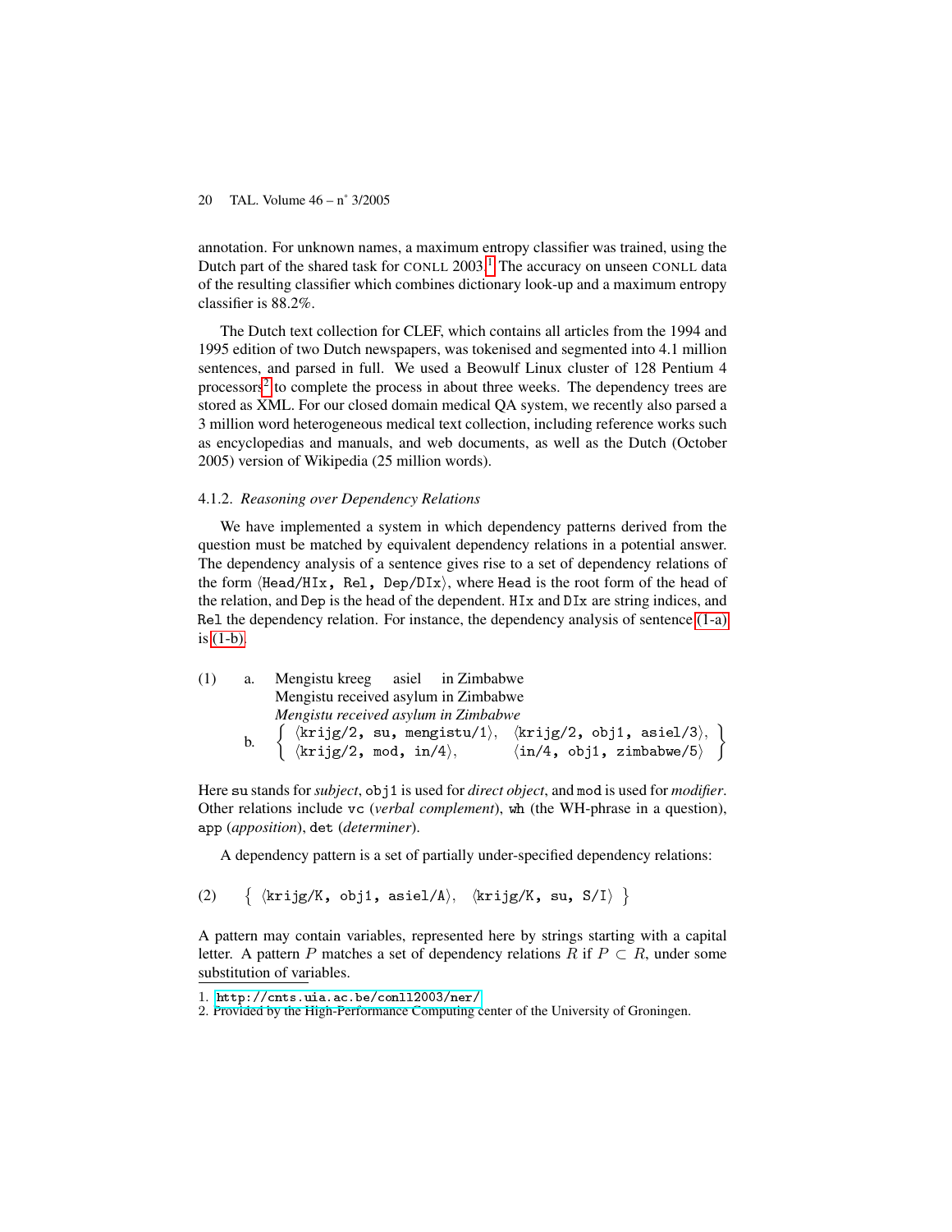annotation. For unknown names, a maximum entropy classifier was trained, using the Dutch part of the shared task for CONLL 2003.[1] The accuracy on unseen CONLL data of the resulting classifier which combines dictionary look-up and a maximum entropy classifier is 88.2%.

The Dutch text collection for CLEF, which contains all articles from the 1994 and 1995 edition of two Dutch newspapers, was tokenised and segmented into 4.1 million sentences, and parsed in full. We used a Beowulf Linux cluster of 128 Pentium 4 processors[2] to complete the process in about three weeks. The dependency trees are stored as XML. For our closed domain medical QA system, we recently also parsed a 3 million word heterogeneous medical text collection, including reference works such as encyclopedias and manuals, and web documents, as well as the Dutch (October 2005) version of Wikipedia (25 million words).

#### 4.1.2. *Reasoning over Dependency Relations*

We have implemented a system in which dependency patterns derived from the question must be matched by equivalent dependency relations in a potential answer. The dependency analysis of a sentence gives rise to a set of dependency relations of the form ⟨`Head/HIx, Rel, Dep/DIx`⟩, where `Head` is the root form of the head of the relation, and `Dep` is the head of the dependent. `HIx` and `DIx` are string indices, and `Rel` the dependency relation. For instance, the dependency analysis of sentence (1-a) is (1-b).

(1) a. Mengistu kreeg asiel in Zimbabwe
Mengistu received asylum in Zimbabwe
*Mengistu received asylum in Zimbabwe*

b. $\left\{ \begin{array}{ll} \langle\texttt{krijg/2, su, mengistu/1}\rangle, & \langle\texttt{krijg/2, obj1, asiel/3}\rangle, \\ \langle\texttt{krijg/2, mod, in/4}\rangle, & \langle\texttt{in/4, obj1, zimbabwe/5}\rangle \end{array} \right\}$

Here `su` stands for *subject*, `obj1` is used for *direct object*, and `mod` is used for *modifier*. Other relations include `vc` (*verbal complement*), `wh` (the WH-phrase in a question), `app` (*apposition*), `det` (*determiner*).

A dependency pattern is a set of partially under-specified dependency relations:

(2) $\{ \langle\texttt{krijg/K, obj1, asiel/A}\rangle, \ \langle\texttt{krijg/K, su, S/I}\rangle \}$

A pattern may contain variables, represented here by strings starting with a capital letter. A pattern $P$ matches a set of dependency relations $R$ if $P \subset R$, under some substitution of variables.

1. http://cnts.uia.ac.be/conll2003/ner/
2. Provided by the High-Performance Computing center of the University of Groningen.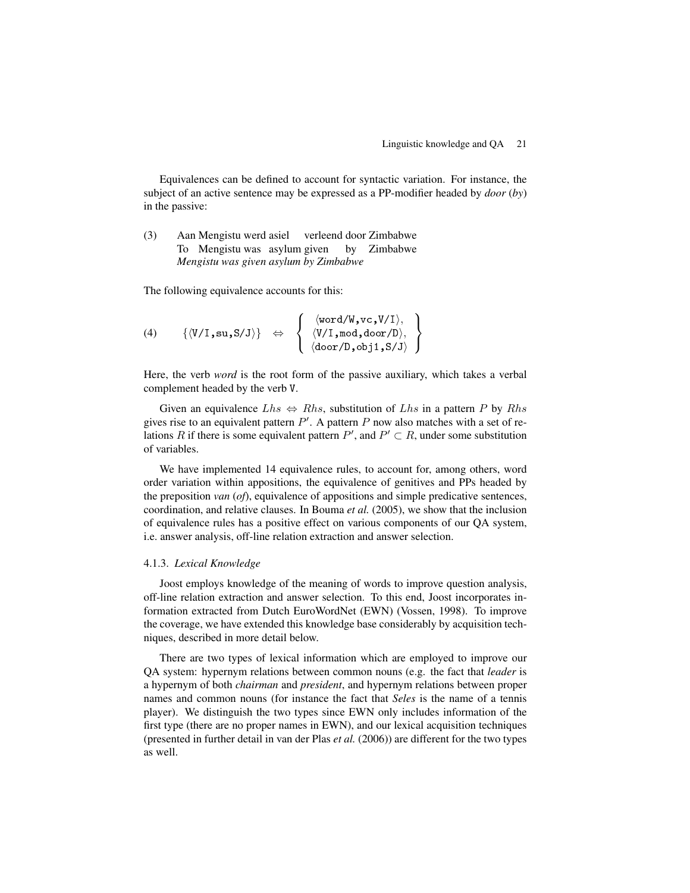Equivalences can be defined to account for syntactic variation. For instance, the subject of an active sentence may be expressed as a PP-modifier headed by *door* (*by*) in the passive:

(3) Aan Mengistu werd asiel verleend door Zimbabwe
To Mengistu was asylum given by Zimbabwe
*Mengistu was given asylum by Zimbabwe*

The following equivalence accounts for this:

$$(4) \qquad \{\langle \texttt{V/I,su,S/J}\rangle\} \quad \Leftrightarrow \quad \left\{ \begin{array}{c} \langle \texttt{word/W,vc,V/I}\rangle, \\ \langle \texttt{V/I,mod,door/D}\rangle, \\ \langle \texttt{door/D,obj1,S/J}\rangle \end{array} \right\}$$

Here, the verb *word* is the root form of the passive auxiliary, which takes a verbal complement headed by the verb `V`.

Given an equivalence $Lhs \Leftrightarrow Rhs$, substitution of $Lhs$ in a pattern $P$ by $Rhs$ gives rise to an equivalent pattern $P'$. A pattern $P$ now also matches with a set of relations $R$ if there is some equivalent pattern $P'$, and $P' \subset R$, under some substitution of variables.

We have implemented 14 equivalence rules, to account for, among others, word order variation within appositions, the equivalence of genitives and PPs headed by the preposition *van* (*of*), equivalence of appositions and simple predicative sentences, coordination, and relative clauses. In Bouma *et al.* (2005), we show that the inclusion of equivalence rules has a positive effect on various components of our QA system, i.e. answer analysis, off-line relation extraction and answer selection.

#### 4.1.3. *Lexical Knowledge*

Joost employs knowledge of the meaning of words to improve question analysis, off-line relation extraction and answer selection. To this end, Joost incorporates information extracted from Dutch EuroWordNet (EWN) (Vossen, 1998). To improve the coverage, we have extended this knowledge base considerably by acquisition techniques, described in more detail below.

There are two types of lexical information which are employed to improve our QA system: hypernym relations between common nouns (e.g. the fact that *leader* is a hypernym of both *chairman* and *president*, and hypernym relations between proper names and common nouns (for instance the fact that *Seles* is the name of a tennis player). We distinguish the two types since EWN only includes information of the first type (there are no proper names in EWN), and our lexical acquisition techniques (presented in further detail in van der Plas *et al.* (2006)) are different for the two types as well.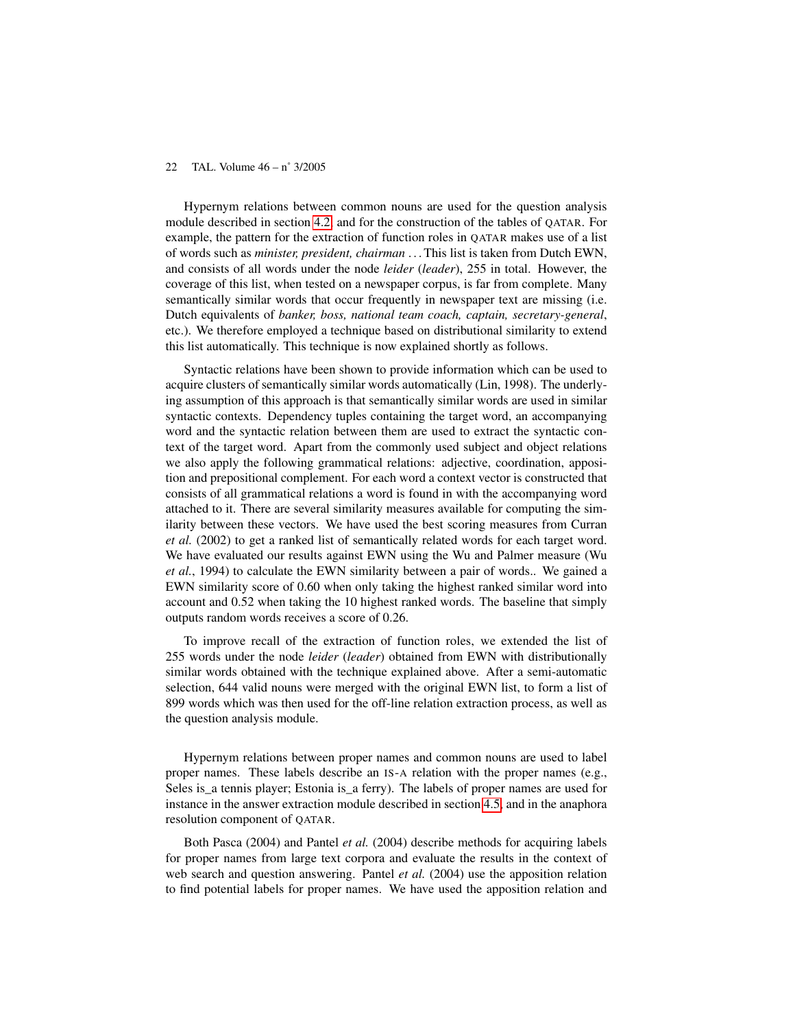Hypernym relations between common nouns are used for the question analysis module described in section 4.2 and for the construction of the tables of QATAR. For example, the pattern for the extraction of function roles in QATAR makes use of a list of words such as *minister, president, chairman* ...This list is taken from Dutch EWN, and consists of all words under the node *leider* (*leader*), 255 in total. However, the coverage of this list, when tested on a newspaper corpus, is far from complete. Many semantically similar words that occur frequently in newspaper text are missing (i.e. Dutch equivalents of *banker, boss, national team coach, captain, secretary-general*, etc.). We therefore employed a technique based on distributional similarity to extend this list automatically. This technique is now explained shortly as follows.

Syntactic relations have been shown to provide information which can be used to acquire clusters of semantically similar words automatically (Lin, 1998). The underlying assumption of this approach is that semantically similar words are used in similar syntactic contexts. Dependency tuples containing the target word, an accompanying word and the syntactic relation between them are used to extract the syntactic context of the target word. Apart from the commonly used subject and object relations we also apply the following grammatical relations: adjective, coordination, apposition and prepositional complement. For each word a context vector is constructed that consists of all grammatical relations a word is found in with the accompanying word attached to it. There are several similarity measures available for computing the similarity between these vectors. We have used the best scoring measures from Curran *et al.* (2002) to get a ranked list of semantically related words for each target word. We have evaluated our results against EWN using the Wu and Palmer measure (Wu *et al.*, 1994) to calculate the EWN similarity between a pair of words.. We gained a EWN similarity score of 0.60 when only taking the highest ranked similar word into account and 0.52 when taking the 10 highest ranked words. The baseline that simply outputs random words receives a score of 0.26.

To improve recall of the extraction of function roles, we extended the list of 255 words under the node *leider* (*leader*) obtained from EWN with distributionally similar words obtained with the technique explained above. After a semi-automatic selection, 644 valid nouns were merged with the original EWN list, to form a list of 899 words which was then used for the off-line relation extraction process, as well as the question analysis module.

Hypernym relations between proper names and common nouns are used to label proper names. These labels describe an IS-A relation with the proper names (e.g., Seles is_a tennis player; Estonia is_a ferry). The labels of proper names are used for instance in the answer extraction module described in section 4.5, and in the anaphora resolution component of QATAR.

Both Pasca (2004) and Pantel *et al.* (2004) describe methods for acquiring labels for proper names from large text corpora and evaluate the results in the context of web search and question answering. Pantel *et al.* (2004) use the apposition relation to find potential labels for proper names. We have used the apposition relation and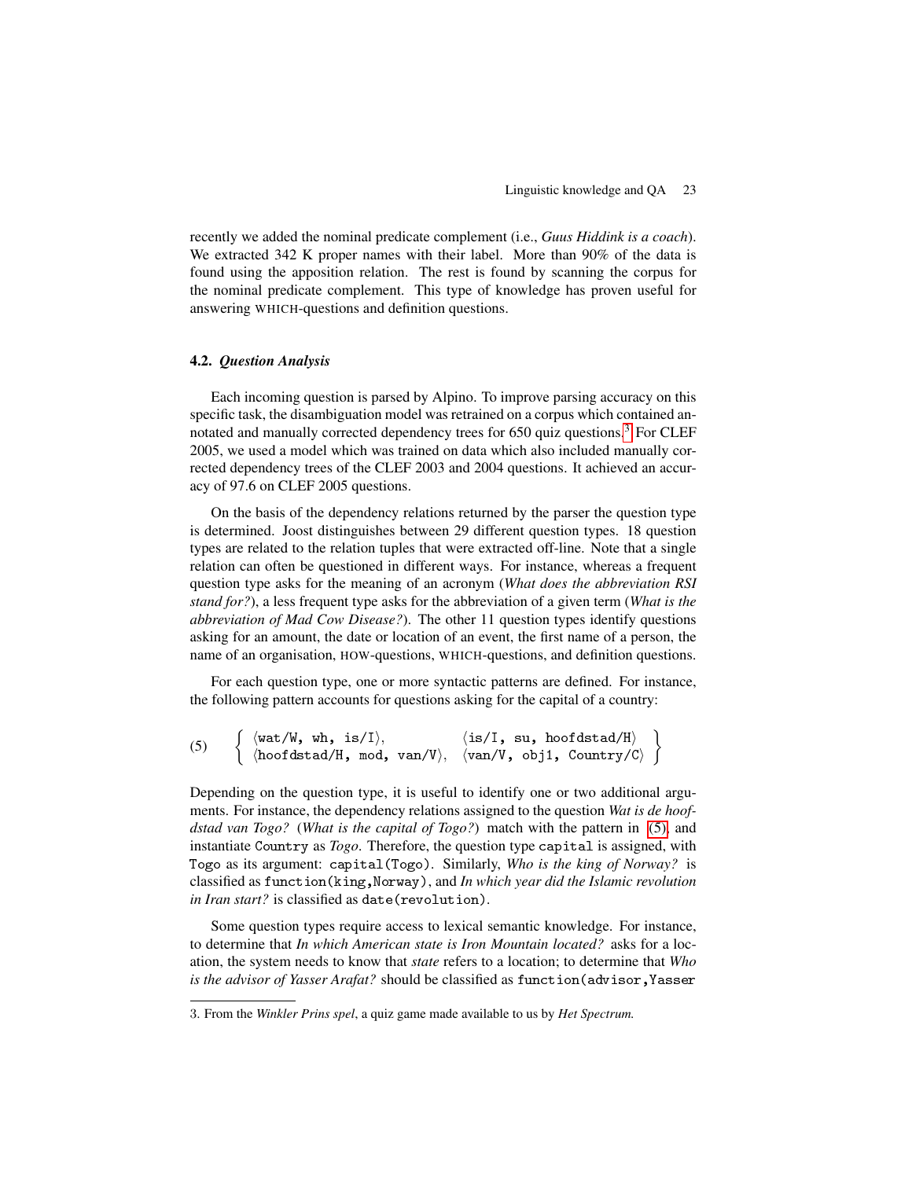recently we added the nominal predicate complement (i.e., *Guus Hiddink is a coach*). We extracted 342 K proper names with their label. More than 90% of the data is found using the apposition relation. The rest is found by scanning the corpus for the nominal predicate complement. This type of knowledge has proven useful for answering WHICH-questions and definition questions.

### 4.2. *Question Analysis*

Each incoming question is parsed by Alpino. To improve parsing accuracy on this specific task, the disambiguation model was retrained on a corpus which contained annotated and manually corrected dependency trees for 650 quiz questions.[3] For CLEF 2005, we used a model which was trained on data which also included manually corrected dependency trees of the CLEF 2003 and 2004 questions. It achieved an accuracy of 97.6 on CLEF 2005 questions.

On the basis of the dependency relations returned by the parser the question type is determined. Joost distinguishes between 29 different question types. 18 question types are related to the relation tuples that were extracted off-line. Note that a single relation can often be questioned in different ways. For instance, whereas a frequent question type asks for the meaning of an acronym (*What does the abbreviation RSI stand for?*), a less frequent type asks for the abbreviation of a given term (*What is the abbreviation of Mad Cow Disease?*). The other 11 question types identify questions asking for an amount, the date or location of an event, the first name of a person, the name of an organisation, HOW-questions, WHICH-questions, and definition questions.

For each question type, one or more syntactic patterns are defined. For instance, the following pattern accounts for questions asking for the capital of a country:

(5)
$$\left\{ \begin{array}{ll} \langle \texttt{wat/W, wh, is/I} \rangle, & \langle \texttt{is/I, su, hoofdstad/H} \rangle \\ \langle \texttt{hoofdstad/H, mod, van/V} \rangle, & \langle \texttt{van/V, obj1, Country/C} \rangle \end{array} \right\}$$

Depending on the question type, it is useful to identify one or two additional arguments. For instance, the dependency relations assigned to the question *Wat is de hoofdstad van Togo?* (*What is the capital of Togo?*) match with the pattern in (5), and instantiate `Country` as *Togo*. Therefore, the question type `capital` is assigned, with `Togo` as its argument: `capital(Togo)`. Similarly, *Who is the king of Norway?* is classified as `function(king,Norway)`, and *In which year did the Islamic revolution in Iran start?* is classified as `date(revolution)`.

Some question types require access to lexical semantic knowledge. For instance, to determine that *In which American state is Iron Mountain located?* asks for a location, the system needs to know that *state* refers to a location; to determine that *Who is the advisor of Yasser Arafat?* should be classified as `function(advisor,Yasser`

3. From the *Winkler Prins spel*, a quiz game made available to us by *Het Spectrum*.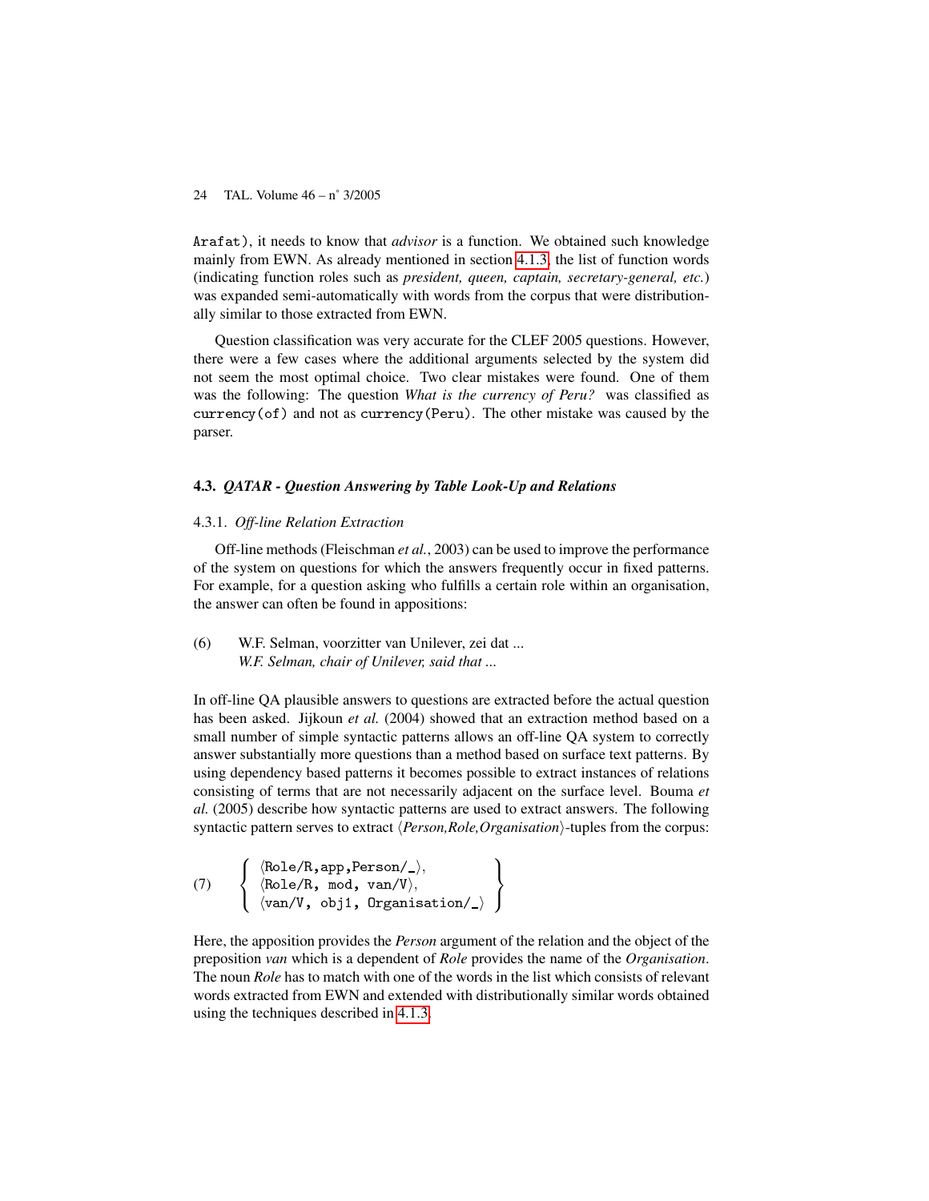Arafat), it needs to know that *advisor* is a function. We obtained such knowledge mainly from EWN. As already mentioned in section 4.1.3, the list of function words (indicating function roles such as *president, queen, captain, secretary-general, etc.*) was expanded semi-automatically with words from the corpus that were distributionally similar to those extracted from EWN.

Question classification was very accurate for the CLEF 2005 questions. However, there were a few cases where the additional arguments selected by the system did not seem the most optimal choice. Two clear mistakes were found. One of them was the following: The question *What is the currency of Peru?* was classified as `currency(of)` and not as `currency(Peru)`. The other mistake was caused by the parser.

### 4.3. *QATAR - Question Answering by Table Look-Up and Relations*

#### 4.3.1. *Off-line Relation Extraction*

Off-line methods (Fleischman *et al.*, 2003) can be used to improve the performance of the system on questions for which the answers frequently occur in fixed patterns. For example, for a question asking who fulfills a certain role within an organisation, the answer can often be found in appositions:

(6) W.F. Selman, voorzitter van Unilever, zei dat ...
*W.F. Selman, chair of Unilever, said that ...*

In off-line QA plausible answers to questions are extracted before the actual question has been asked. Jijkoun *et al.* (2004) showed that an extraction method based on a small number of simple syntactic patterns allows an off-line QA system to correctly answer substantially more questions than a method based on surface text patterns. By using dependency based patterns it becomes possible to extract instances of relations consisting of terms that are not necessarily adjacent on the surface level. Bouma *et al.* (2005) describe how syntactic patterns are used to extract answers. The following syntactic pattern serves to extract ⟨*Person,Role,Organisation*⟩-tuples from the corpus:

$$(7) \quad \left\{ \begin{array}{l} \langle \texttt{Role/R,app,Person/\_} \rangle, \\ \langle \texttt{Role/R, mod, van/V} \rangle, \\ \langle \texttt{van/V, obj1, Organisation/\_} \rangle \end{array} \right\}$$

Here, the apposition provides the *Person* argument of the relation and the object of the preposition *van* which is a dependent of *Role* provides the name of the *Organisation*. The noun *Role* has to match with one of the words in the list which consists of relevant words extracted from EWN and extended with distributionally similar words obtained using the techniques described in 4.1.3.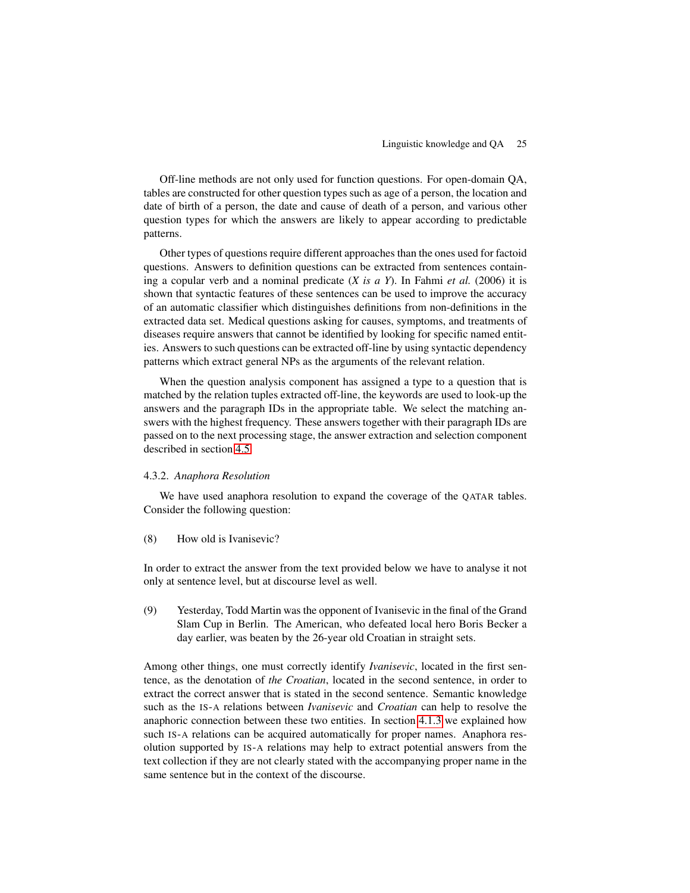Off-line methods are not only used for function questions. For open-domain QA, tables are constructed for other question types such as age of a person, the location and date of birth of a person, the date and cause of death of a person, and various other question types for which the answers are likely to appear according to predictable patterns.

Other types of questions require different approaches than the ones used for factoid questions. Answers to definition questions can be extracted from sentences containing a copular verb and a nominal predicate (*X is a Y*). In Fahmi *et al.* (2006) it is shown that syntactic features of these sentences can be used to improve the accuracy of an automatic classifier which distinguishes definitions from non-definitions in the extracted data set. Medical questions asking for causes, symptoms, and treatments of diseases require answers that cannot be identified by looking for specific named entities. Answers to such questions can be extracted off-line by using syntactic dependency patterns which extract general NPs as the arguments of the relevant relation.

When the question analysis component has assigned a type to a question that is matched by the relation tuples extracted off-line, the keywords are used to look-up the answers and the paragraph IDs in the appropriate table. We select the matching answers with the highest frequency. These answers together with their paragraph IDs are passed on to the next processing stage, the answer extraction and selection component described in section 4.5.

### 4.3.2. *Anaphora Resolution*

We have used anaphora resolution to expand the coverage of the QATAR tables. Consider the following question:

(8) How old is Ivanisevic?

In order to extract the answer from the text provided below we have to analyse it not only at sentence level, but at discourse level as well.

(9) Yesterday, Todd Martin was the opponent of Ivanisevic in the final of the Grand Slam Cup in Berlin. The American, who defeated local hero Boris Becker a day earlier, was beaten by the 26-year old Croatian in straight sets.

Among other things, one must correctly identify *Ivanisevic*, located in the first sentence, as the denotation of *the Croatian*, located in the second sentence, in order to extract the correct answer that is stated in the second sentence. Semantic knowledge such as the IS-A relations between *Ivanisevic* and *Croatian* can help to resolve the anaphoric connection between these two entities. In section 4.1.3 we explained how such IS-A relations can be acquired automatically for proper names. Anaphora resolution supported by IS-A relations may help to extract potential answers from the text collection if they are not clearly stated with the accompanying proper name in the same sentence but in the context of the discourse.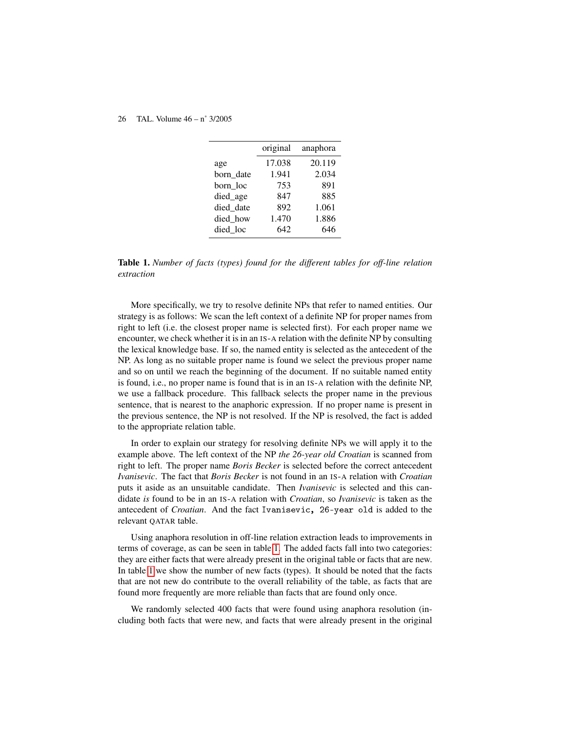| | original | anaphora |
|---|---|---|
| age | 17.038 | 20.119 |
| born_date | 1.941 | 2.034 |
| born_loc | 753 | 891 |
| died_age | 847 | 885 |
| died_date | 892 | 1.061 |
| died_how | 1.470 | 1.886 |
| died_loc | 642 | 646 |

**Table 1.** *Number of facts (types) found for the different tables for off-line relation extraction*

More specifically, we try to resolve definite NPs that refer to named entities. Our strategy is as follows: We scan the left context of a definite NP for proper names from right to left (i.e. the closest proper name is selected first). For each proper name we encounter, we check whether it is in an IS-A relation with the definite NP by consulting the lexical knowledge base. If so, the named entity is selected as the antecedent of the NP. As long as no suitable proper name is found we select the previous proper name and so on until we reach the beginning of the document. If no suitable named entity is found, i.e., no proper name is found that is in an IS-A relation with the definite NP, we use a fallback procedure. This fallback selects the proper name in the previous sentence, that is nearest to the anaphoric expression. If no proper name is present in the previous sentence, the NP is not resolved. If the NP is resolved, the fact is added to the appropriate relation table.

In order to explain our strategy for resolving definite NPs we will apply it to the example above. The left context of the NP *the 26-year old Croatian* is scanned from right to left. The proper name *Boris Becker* is selected before the correct antecedent *Ivanisevic*. The fact that *Boris Becker* is not found in an IS-A relation with *Croatian* puts it aside as an unsuitable candidate. Then *Ivanisevic* is selected and this candidate *is* found to be in an IS-A relation with *Croatian*, so *Ivanisevic* is taken as the antecedent of *Croatian*. And the fact `Ivanisevic, 26-year old` is added to the relevant QATAR table.

Using anaphora resolution in off-line relation extraction leads to improvements in terms of coverage, as can be seen in table 1. The added facts fall into two categories: they are either facts that were already present in the original table or facts that are new. In table 1 we show the number of new facts (types). It should be noted that the facts that are not new do contribute to the overall reliability of the table, as facts that are found more frequently are more reliable than facts that are found only once.

We randomly selected 400 facts that were found using anaphora resolution (including both facts that were new, and facts that were already present in the original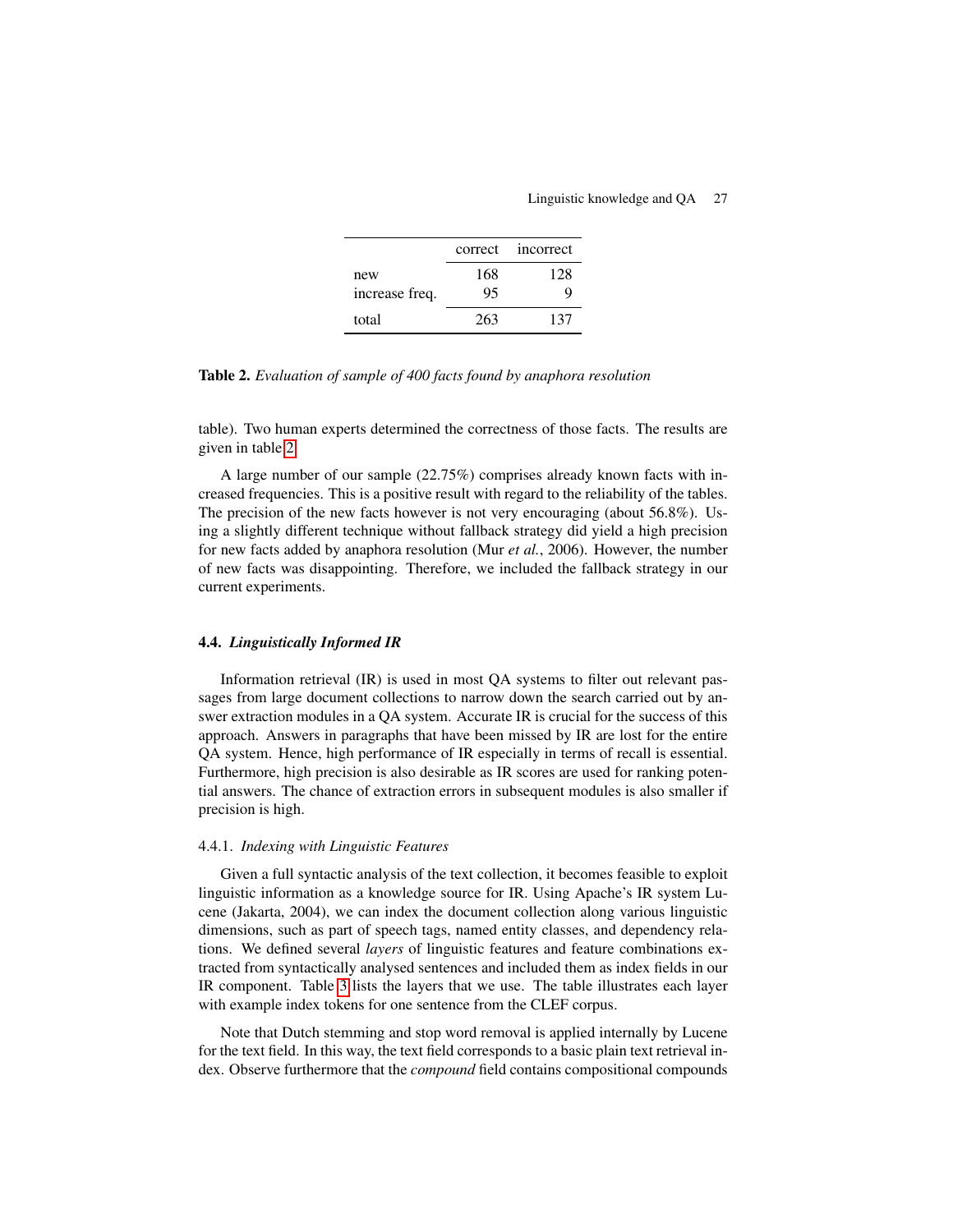| | correct | incorrect |
|---|---|---|
| new | 168 | 128 |
| increase freq. | 95 | 9 |
| total | 263 | 137 |

**Table 2.** *Evaluation of sample of 400 facts found by anaphora resolution*

table). Two human experts determined the correctness of those facts. The results are given in table 2.

A large number of our sample (22.75%) comprises already known facts with increased frequencies. This is a positive result with regard to the reliability of the tables. The precision of the new facts however is not very encouraging (about 56.8%). Using a slightly different technique without fallback strategy did yield a high precision for new facts added by anaphora resolution (Mur *et al.*, 2006). However, the number of new facts was disappointing. Therefore, we included the fallback strategy in our current experiments.

### 4.4. *Linguistically Informed IR*

Information retrieval (IR) is used in most QA systems to filter out relevant passages from large document collections to narrow down the search carried out by answer extraction modules in a QA system. Accurate IR is crucial for the success of this approach. Answers in paragraphs that have been missed by IR are lost for the entire QA system. Hence, high performance of IR especially in terms of recall is essential. Furthermore, high precision is also desirable as IR scores are used for ranking potential answers. The chance of extraction errors in subsequent modules is also smaller if precision is high.

#### 4.4.1. *Indexing with Linguistic Features*

Given a full syntactic analysis of the text collection, it becomes feasible to exploit linguistic information as a knowledge source for IR. Using Apache's IR system Lucene (Jakarta, 2004), we can index the document collection along various linguistic dimensions, such as part of speech tags, named entity classes, and dependency relations. We defined several *layers* of linguistic features and feature combinations extracted from syntactically analysed sentences and included them as index fields in our IR component. Table 3 lists the layers that we use. The table illustrates each layer with example index tokens for one sentence from the CLEF corpus.

Note that Dutch stemming and stop word removal is applied internally by Lucene for the text field. In this way, the text field corresponds to a basic plain text retrieval index. Observe furthermore that the *compound* field contains compositional compounds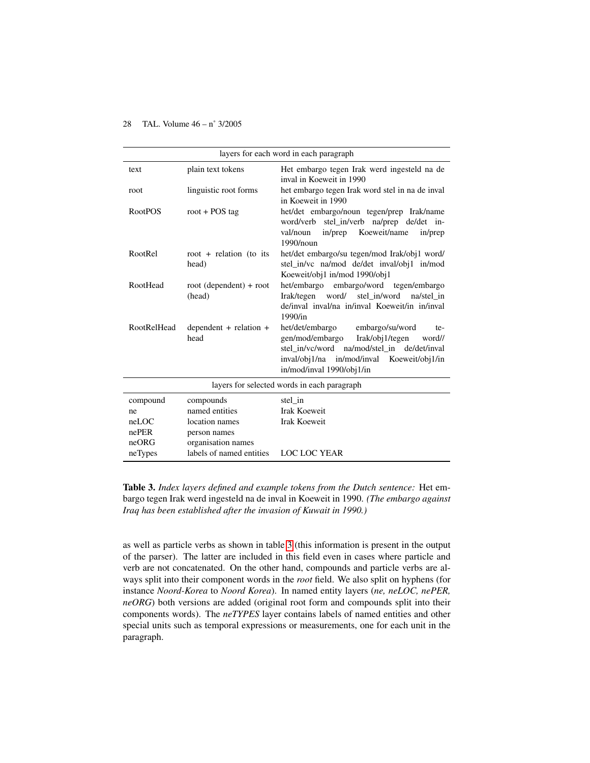| layers for each word in each paragraph | | |
|---|---|---|
| text | plain text tokens | Het embargo tegen Irak werd ingesteld na de inval in Koeweit in 1990 |
| root | linguistic root forms | het embargo tegen Irak word stel in na de inval in Koeweit in 1990 |
| RootPOS | root + POS tag | het/det embargo/noun tegen/prep Irak/name word/verb stel_in/verb na/prep de/det inval/noun in/prep Koeweit/name in/prep 1990/noun |
| RootRel | root + relation (to its head) | het/det embargo/su tegen/mod Irak/obj1 word/ stel_in/vc na/mod de/det inval/obj1 in/mod Koeweit/obj1 in/mod 1990/obj1 |
| RootHead | root (dependent) + root (head) | het/embargo embargo/word tegen/embargo Irak/tegen word/ stel_in/word na/stel_in de/inval inval/na in/inval Koeweit/in in/inval 1990/in |
| RootRelHead | dependent + relation + head | het/det/embargo embargo/su/word tegen/mod/embargo Irak/obj1/tegen word// stel_in/vc/word na/mod/stel_in de/det/inval inval/obj1/na in/mod/inval Koeweit/obj1/in in/mod/inval 1990/obj1/in |
| **layers for selected words in each paragraph** | | |
| compound | compounds | stel_in |
| ne | named entities | Irak Koeweit |
| neLOC | location names | Irak Koeweit |
| nePER | person names | |
| neORG | organisation names | |
| neTypes | labels of named entities | LOC LOC YEAR |

**Table 3.** *Index layers defined and example tokens from the Dutch sentence:* Het embargo tegen Irak werd ingesteld na de inval in Koeweit in 1990. *(The embargo against Iraq has been established after the invasion of Kuwait in 1990.)*

as well as particle verbs as shown in table 3 (this information is present in the output of the parser). The latter are included in this field even in cases where particle and verb are not concatenated. On the other hand, compounds and particle verbs are always split into their component words in the *root* field. We also split on hyphens (for instance *Noord-Korea* to *Noord Korea*). In named entity layers (*ne, neLOC, nePER, neORG*) both versions are added (original root form and compounds split into their components words). The *neTYPES* layer contains labels of named entities and other special units such as temporal expressions or measurements, one for each unit in the paragraph.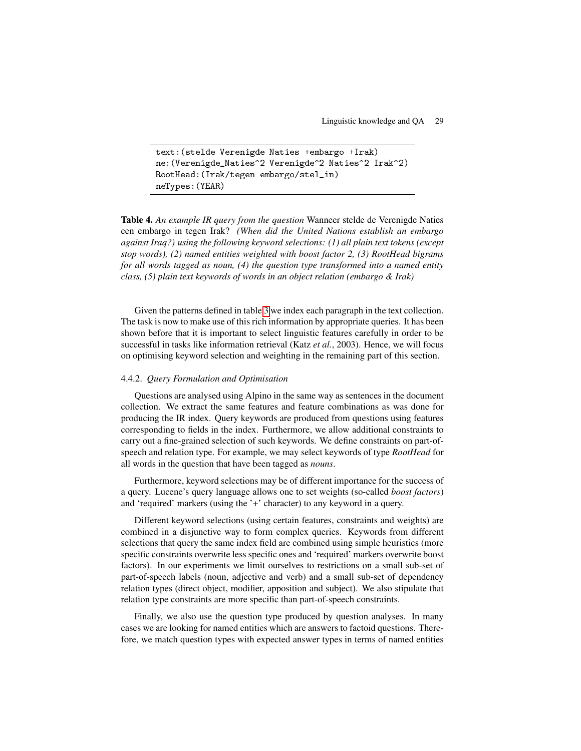```
text:(stelde Verenigde Naties +embargo +Irak)
ne:(Verenigde_Naties^2 Verenigde^2 Naties^2 Irak^2)
RootHead:(Irak/tegen embargo/stel_in)
neTypes:(YEAR)
```

**Table 4.** *An example IR query from the question* Wanneer stelde de Verenigde Naties een embargo in tegen Irak? *(When did the United Nations establish an embargo against Iraq?) using the following keyword selections: (1) all plain text tokens (except stop words), (2) named entities weighted with boost factor 2, (3) RootHead bigrams for all words tagged as noun, (4) the question type transformed into a named entity class, (5) plain text keywords of words in an object relation (embargo & Irak)*

Given the patterns defined in table 3 we index each paragraph in the text collection. The task is now to make use of this rich information by appropriate queries. It has been shown before that it is important to select linguistic features carefully in order to be successful in tasks like information retrieval (Katz *et al.*, 2003). Hence, we will focus on optimising keyword selection and weighting in the remaining part of this section.

#### 4.4.2. *Query Formulation and Optimisation*

Questions are analysed using Alpino in the same way as sentences in the document collection. We extract the same features and feature combinations as was done for producing the IR index. Query keywords are produced from questions using features corresponding to fields in the index. Furthermore, we allow additional constraints to carry out a fine-grained selection of such keywords. We define constraints on part-of-speech and relation type. For example, we may select keywords of type *RootHead* for all words in the question that have been tagged as *nouns*.

Furthermore, keyword selections may be of different importance for the success of a query. Lucene's query language allows one to set weights (so-called *boost factors*) and 'required' markers (using the '+' character) to any keyword in a query.

Different keyword selections (using certain features, constraints and weights) are combined in a disjunctive way to form complex queries. Keywords from different selections that query the same index field are combined using simple heuristics (more specific constraints overwrite less specific ones and 'required' markers overwrite boost factors). In our experiments we limit ourselves to restrictions on a small sub-set of part-of-speech labels (noun, adjective and verb) and a small sub-set of dependency relation types (direct object, modifier, apposition and subject). We also stipulate that relation type constraints are more specific than part-of-speech constraints.

Finally, we also use the question type produced by question analyses. In many cases we are looking for named entities which are answers to factoid questions. Therefore, we match question types with expected answer types in terms of named entities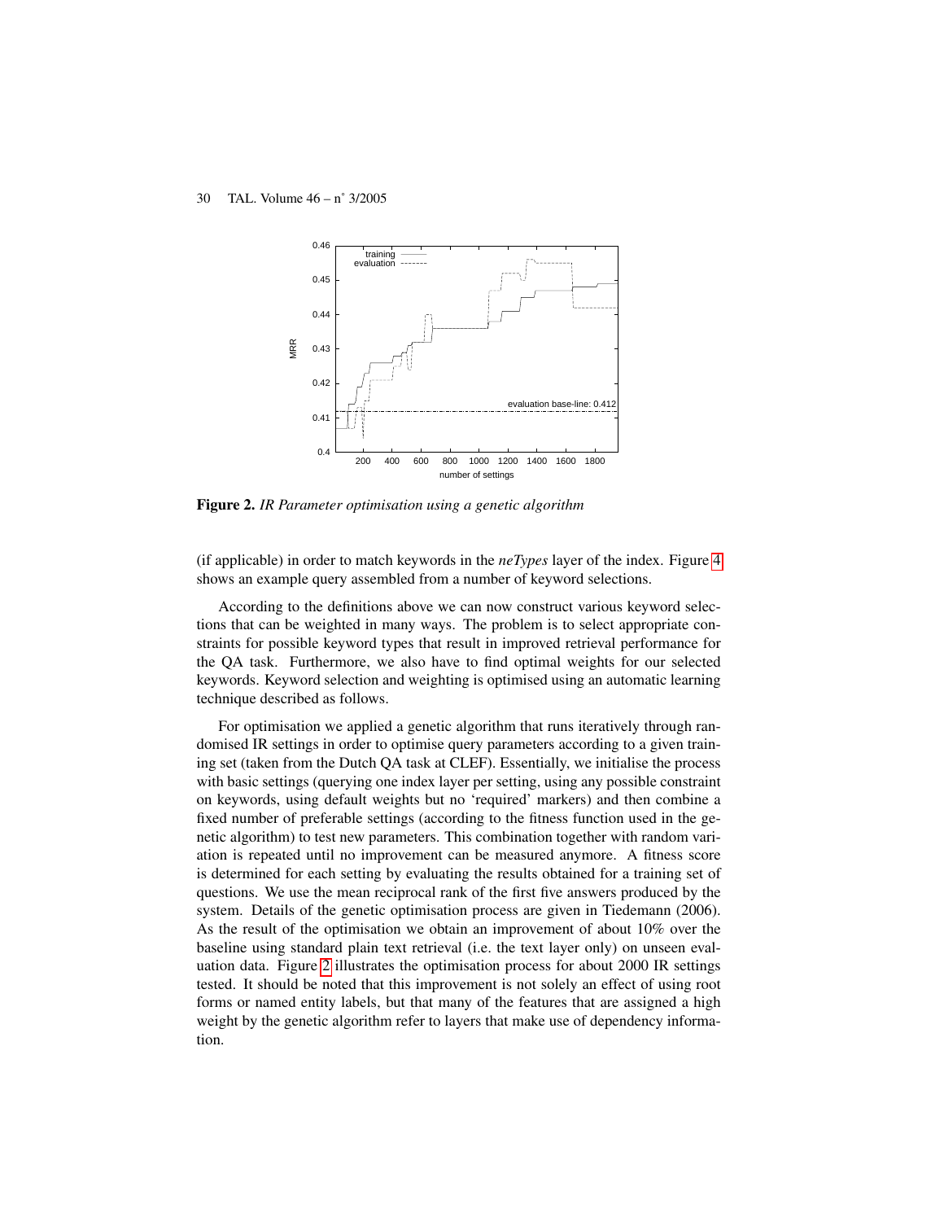**Figure 2.** *IR Parameter optimisation using a genetic algorithm*

(if applicable) in order to match keywords in the *neTypes* layer of the index. Figure 4 shows an example query assembled from a number of keyword selections.

According to the definitions above we can now construct various keyword selections that can be weighted in many ways. The problem is to select appropriate constraints for possible keyword types that result in improved retrieval performance for the QA task. Furthermore, we also have to find optimal weights for our selected keywords. Keyword selection and weighting is optimised using an automatic learning technique described as follows.

For optimisation we applied a genetic algorithm that runs iteratively through randomised IR settings in order to optimise query parameters according to a given training set (taken from the Dutch QA task at CLEF). Essentially, we initialise the process with basic settings (querying one index layer per setting, using any possible constraint on keywords, using default weights but no 'required' markers) and then combine a fixed number of preferable settings (according to the fitness function used in the genetic algorithm) to test new parameters. This combination together with random variation is repeated until no improvement can be measured anymore. A fitness score is determined for each setting by evaluating the results obtained for a training set of questions. We use the mean reciprocal rank of the first five answers produced by the system. Details of the genetic optimisation process are given in Tiedemann (2006). As the result of the optimisation we obtain an improvement of about 10% over the baseline using standard plain text retrieval (i.e. the text layer only) on unseen evaluation data. Figure 2 illustrates the optimisation process for about 2000 IR settings tested. It should be noted that this improvement is not solely an effect of using root forms or named entity labels, but that many of the features that are assigned a high weight by the genetic algorithm refer to layers that make use of dependency information.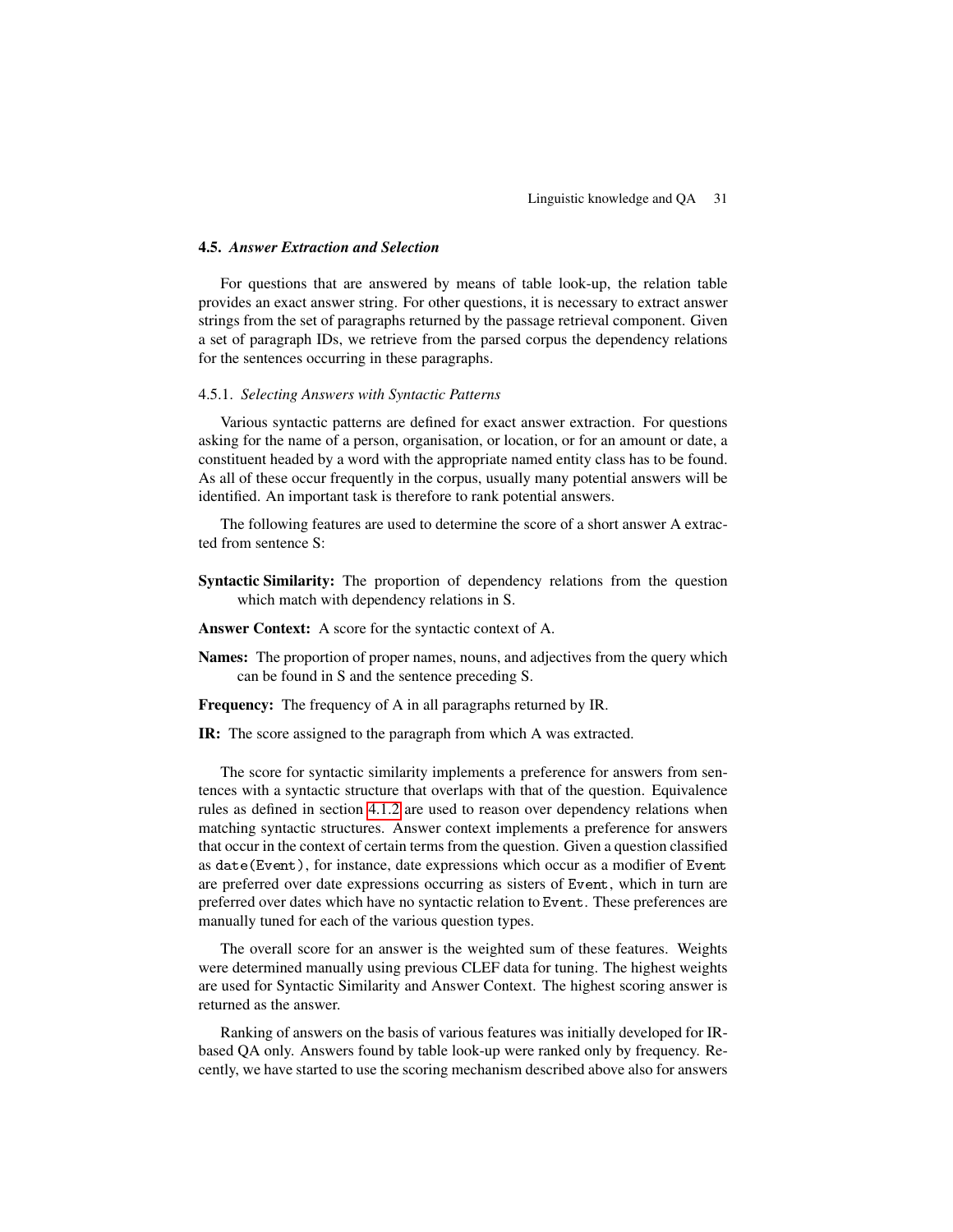### 4.5. *Answer Extraction and Selection*

For questions that are answered by means of table look-up, the relation table provides an exact answer string. For other questions, it is necessary to extract answer strings from the set of paragraphs returned by the passage retrieval component. Given a set of paragraph IDs, we retrieve from the parsed corpus the dependency relations for the sentences occurring in these paragraphs.

#### 4.5.1. *Selecting Answers with Syntactic Patterns*

Various syntactic patterns are defined for exact answer extraction. For questions asking for the name of a person, organisation, or location, or for an amount or date, a constituent headed by a word with the appropriate named entity class has to be found. As all of these occur frequently in the corpus, usually many potential answers will be identified. An important task is therefore to rank potential answers.

The following features are used to determine the score of a short answer A extracted from sentence S:

**Syntactic Similarity:** The proportion of dependency relations from the question which match with dependency relations in S.

**Answer Context:** A score for the syntactic context of A.

**Names:** The proportion of proper names, nouns, and adjectives from the query which can be found in S and the sentence preceding S.

**Frequency:** The frequency of A in all paragraphs returned by IR.

**IR:** The score assigned to the paragraph from which A was extracted.

The score for syntactic similarity implements a preference for answers from sentences with a syntactic structure that overlaps with that of the question. Equivalence rules as defined in section 4.1.2 are used to reason over dependency relations when matching syntactic structures. Answer context implements a preference for answers that occur in the context of certain terms from the question. Given a question classified as `date(Event)`, for instance, date expressions which occur as a modifier of `Event` are preferred over date expressions occurring as sisters of `Event`, which in turn are preferred over dates which have no syntactic relation to `Event`. These preferences are manually tuned for each of the various question types.

The overall score for an answer is the weighted sum of these features. Weights were determined manually using previous CLEF data for tuning. The highest weights are used for Syntactic Similarity and Answer Context. The highest scoring answer is returned as the answer.

Ranking of answers on the basis of various features was initially developed for IR-based QA only. Answers found by table look-up were ranked only by frequency. Recently, we have started to use the scoring mechanism described above also for answers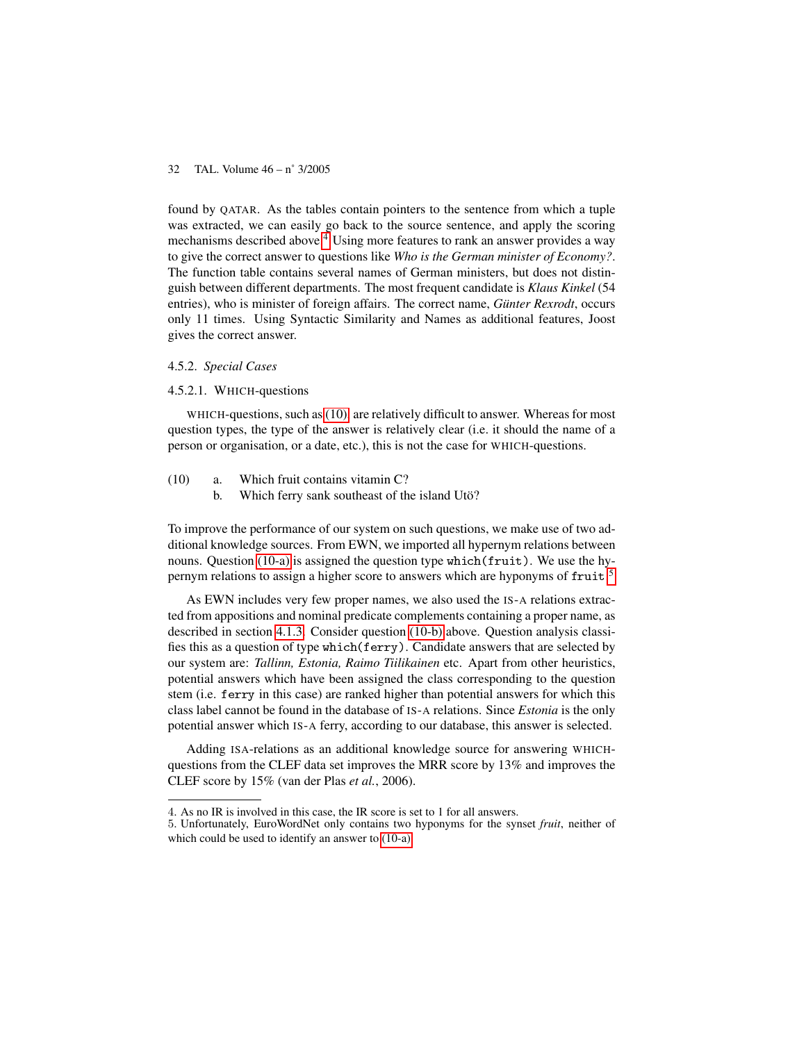found by QATAR. As the tables contain pointers to the sentence from which a tuple was extracted, we can easily go back to the source sentence, and apply the scoring mechanisms described above.[4] Using more features to rank an answer provides a way to give the correct answer to questions like *Who is the German minister of Economy?*. The function table contains several names of German ministers, but does not distinguish between different departments. The most frequent candidate is *Klaus Kinkel* (54 entries), who is minister of foreign affairs. The correct name, *Günter Rexrodt*, occurs only 11 times. Using Syntactic Similarity and Names as additional features, Joost gives the correct answer.

#### 4.5.2. *Special Cases*

##### 4.5.2.1. WHICH-questions

WHICH-questions, such as (10), are relatively difficult to answer. Whereas for most question types, the type of the answer is relatively clear (i.e. it should the name of a person or organisation, or a date, etc.), this is not the case for WHICH-questions.

(10) a. Which fruit contains vitamin C?
b. Which ferry sank southeast of the island Utö?

To improve the performance of our system on such questions, we make use of two additional knowledge sources. From EWN, we imported all hypernym relations between nouns. Question (10-a) is assigned the question type `which(fruit)`. We use the hypernym relations to assign a higher score to answers which are hyponyms of `fruit`.[5]

As EWN includes very few proper names, we also used the IS-A relations extracted from appositions and nominal predicate complements containing a proper name, as described in section 4.1.3. Consider question (10-b) above. Question analysis classifies this as a question of type `which(ferry)`. Candidate answers that are selected by our system are: *Tallinn, Estonia, Raimo Tiilikainen* etc. Apart from other heuristics, potential answers which have been assigned the class corresponding to the question stem (i.e. `ferry` in this case) are ranked higher than potential answers for which this class label cannot be found in the database of IS-A relations. Since *Estonia* is the only potential answer which IS-A ferry, according to our database, this answer is selected.

Adding ISA-relations as an additional knowledge source for answering WHICH-questions from the CLEF data set improves the MRR score by 13% and improves the CLEF score by 15% (van der Plas *et al.*, 2006).

---

4. As no IR is involved in this case, the IR score is set to 1 for all answers.
5. Unfortunately, EuroWordNet only contains two hyponyms for the synset *fruit*, neither of which could be used to identify an answer to (10-a).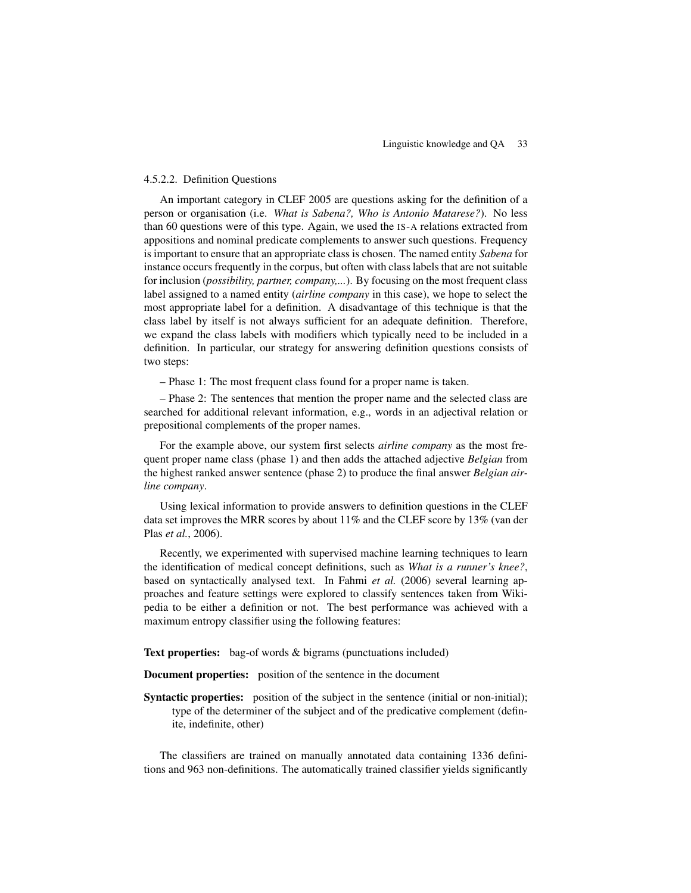#### 4.5.2.2. Definition Questions

An important category in CLEF 2005 are questions asking for the definition of a person or organisation (i.e. *What is Sabena?, Who is Antonio Matarese?*). No less than 60 questions were of this type. Again, we used the IS-A relations extracted from appositions and nominal predicate complements to answer such questions. Frequency is important to ensure that an appropriate class is chosen. The named entity *Sabena* for instance occurs frequently in the corpus, but often with class labels that are not suitable for inclusion (*possibility, partner, company,...*). By focusing on the most frequent class label assigned to a named entity (*airline company* in this case), we hope to select the most appropriate label for a definition. A disadvantage of this technique is that the class label by itself is not always sufficient for an adequate definition. Therefore, we expand the class labels with modifiers which typically need to be included in a definition. In particular, our strategy for answering definition questions consists of two steps:

– Phase 1: The most frequent class found for a proper name is taken.

– Phase 2: The sentences that mention the proper name and the selected class are searched for additional relevant information, e.g., words in an adjectival relation or prepositional complements of the proper names.

For the example above, our system first selects *airline company* as the most frequent proper name class (phase 1) and then adds the attached adjective *Belgian* from the highest ranked answer sentence (phase 2) to produce the final answer *Belgian airline company*.

Using lexical information to provide answers to definition questions in the CLEF data set improves the MRR scores by about 11% and the CLEF score by 13% (van der Plas *et al.*, 2006).

Recently, we experimented with supervised machine learning techniques to learn the identification of medical concept definitions, such as *What is a runner's knee?*, based on syntactically analysed text. In Fahmi *et al.* (2006) several learning approaches and feature settings were explored to classify sentences taken from Wikipedia to be either a definition or not. The best performance was achieved with a maximum entropy classifier using the following features:

**Text properties:** bag-of words & bigrams (punctuations included)

**Document properties:** position of the sentence in the document

**Syntactic properties:** position of the subject in the sentence (initial or non-initial); type of the determiner of the subject and of the predicative complement (definite, indefinite, other)

The classifiers are trained on manually annotated data containing 1336 definitions and 963 non-definitions. The automatically trained classifier yields significantly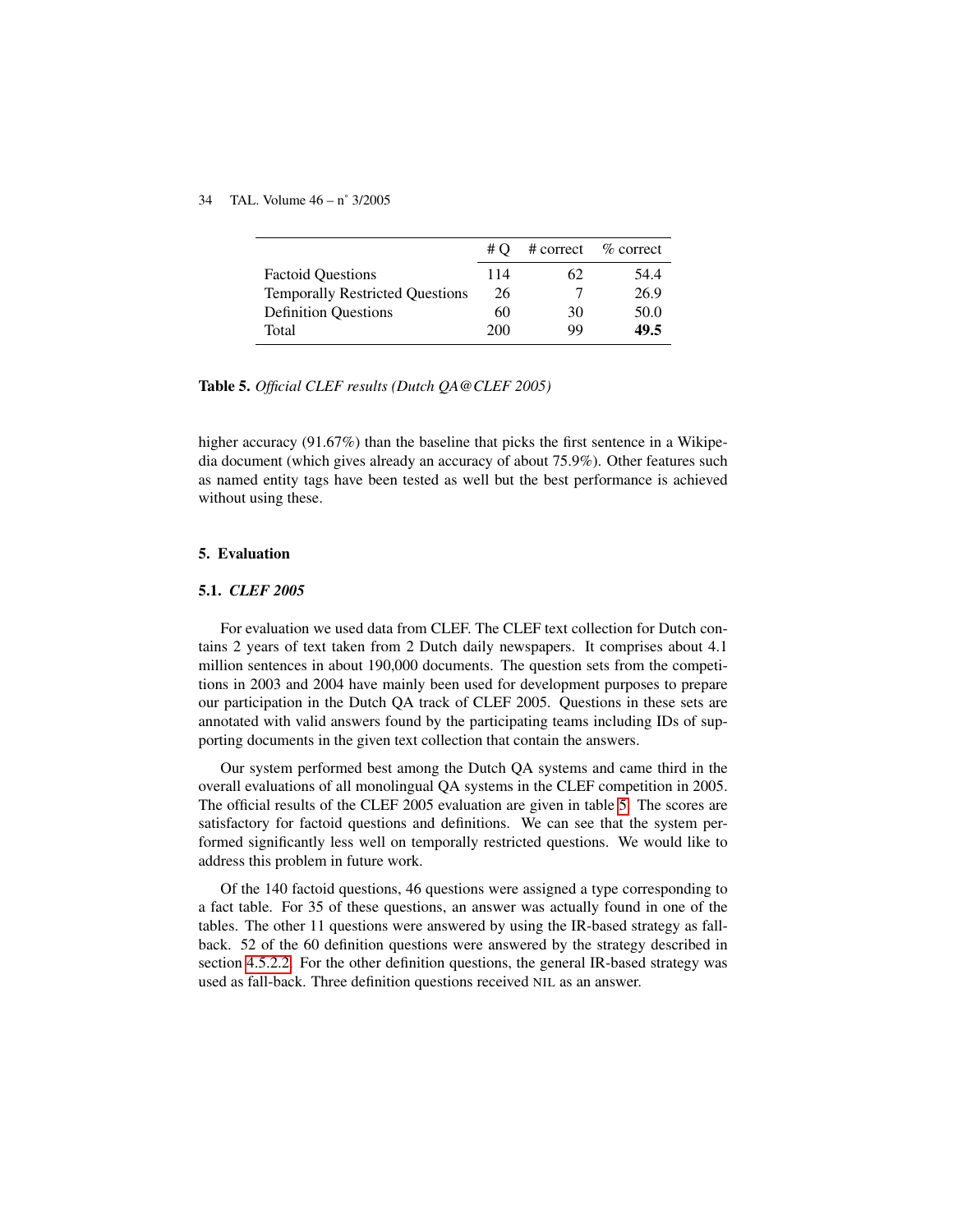| | # Q | # correct | % correct |
|---|---|---|---|
| Factoid Questions | 114 | 62 | 54.4 |
| Temporally Restricted Questions | 26 | 7 | 26.9 |
| Definition Questions | 60 | 30 | 50.0 |
| Total | 200 | 99 | **49.5** |

**Table 5.** *Official CLEF results (Dutch QA@CLEF 2005)*

higher accuracy (91.67%) than the baseline that picks the first sentence in a Wikipedia document (which gives already an accuracy of about 75.9%). Other features such as named entity tags have been tested as well but the best performance is achieved without using these.

## 5. Evaluation

### 5.1. *CLEF 2005*

For evaluation we used data from CLEF. The CLEF text collection for Dutch contains 2 years of text taken from 2 Dutch daily newspapers. It comprises about 4.1 million sentences in about 190,000 documents. The question sets from the competitions in 2003 and 2004 have mainly been used for development purposes to prepare our participation in the Dutch QA track of CLEF 2005. Questions in these sets are annotated with valid answers found by the participating teams including IDs of supporting documents in the given text collection that contain the answers.

Our system performed best among the Dutch QA systems and came third in the overall evaluations of all monolingual QA systems in the CLEF competition in 2005. The official results of the CLEF 2005 evaluation are given in table 5. The scores are satisfactory for factoid questions and definitions. We can see that the system performed significantly less well on temporally restricted questions. We would like to address this problem in future work.

Of the 140 factoid questions, 46 questions were assigned a type corresponding to a fact table. For 35 of these questions, an answer was actually found in one of the tables. The other 11 questions were answered by using the IR-based strategy as fall-back. 52 of the 60 definition questions were answered by the strategy described in section 4.5.2.2. For the other definition questions, the general IR-based strategy was used as fall-back. Three definition questions received NIL as an answer.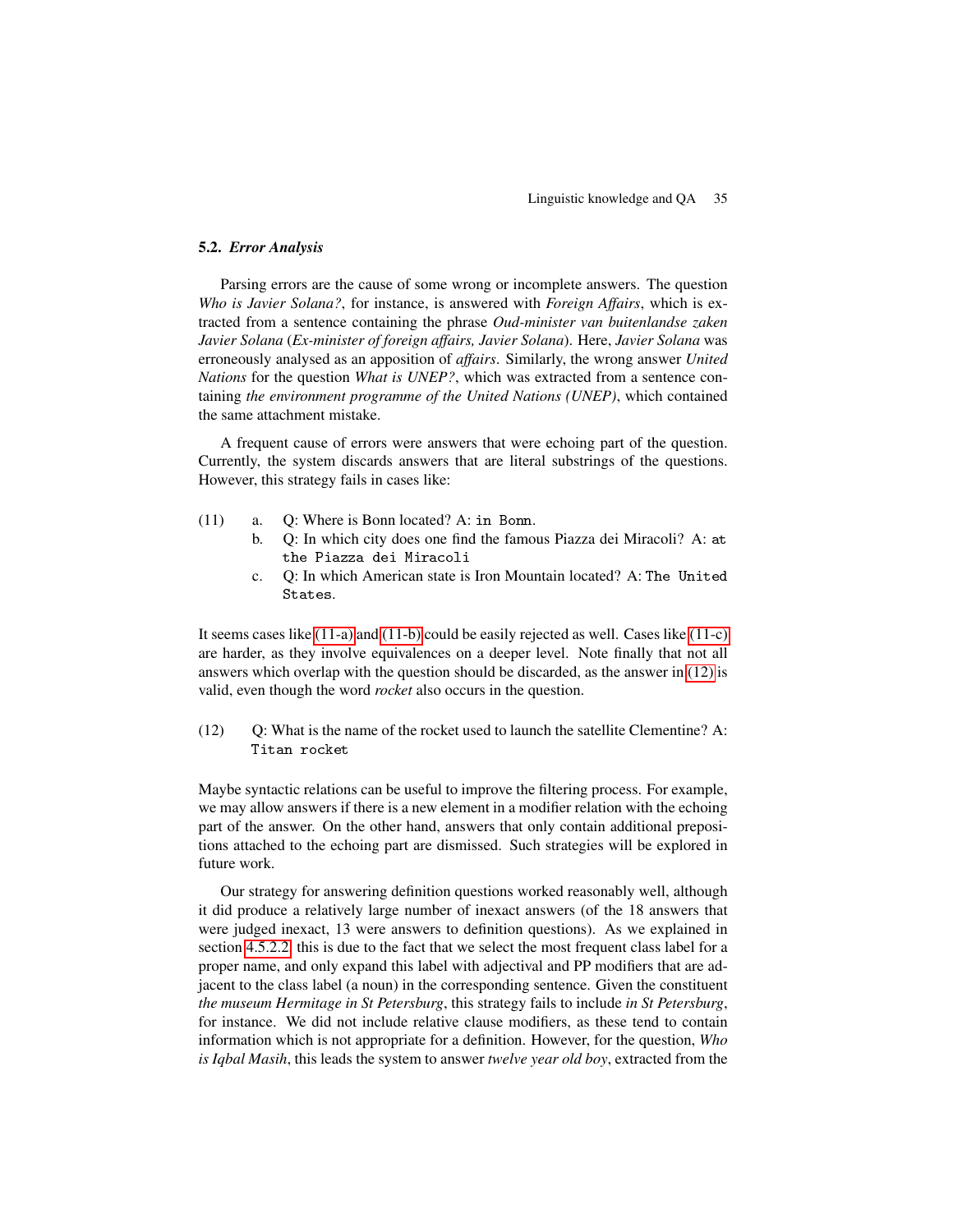### 5.2. *Error Analysis*

Parsing errors are the cause of some wrong or incomplete answers. The question *Who is Javier Solana?*, for instance, is answered with *Foreign Affairs*, which is extracted from a sentence containing the phrase *Oud-minister van buitenlandse zaken Javier Solana* (*Ex-minister of foreign affairs, Javier Solana*). Here, *Javier Solana* was erroneously analysed as an apposition of *affairs*. Similarly, the wrong answer *United Nations* for the question *What is UNEP?*, which was extracted from a sentence containing *the environment programme of the United Nations (UNEP)*, which contained the same attachment mistake.

A frequent cause of errors were answers that were echoing part of the question. Currently, the system discards answers that are literal substrings of the questions. However, this strategy fails in cases like:

(11) a. Q: Where is Bonn located? A: `in Bonn`.
b. Q: In which city does one find the famous Piazza dei Miracoli? A: `at the Piazza dei Miracoli`
c. Q: In which American state is Iron Mountain located? A: `The United States`.

It seems cases like (11-a) and (11-b) could be easily rejected as well. Cases like (11-c) are harder, as they involve equivalences on a deeper level. Note finally that not all answers which overlap with the question should be discarded, as the answer in (12) is valid, even though the word *rocket* also occurs in the question.

(12) Q: What is the name of the rocket used to launch the satellite Clementine? A: `Titan rocket`

Maybe syntactic relations can be useful to improve the filtering process. For example, we may allow answers if there is a new element in a modifier relation with the echoing part of the answer. On the other hand, answers that only contain additional prepositions attached to the echoing part are dismissed. Such strategies will be explored in future work.

Our strategy for answering definition questions worked reasonably well, although it did produce a relatively large number of inexact answers (of the 18 answers that were judged inexact, 13 were answers to definition questions). As we explained in section 4.5.2.2, this is due to the fact that we select the most frequent class label for a proper name, and only expand this label with adjectival and PP modifiers that are adjacent to the class label (a noun) in the corresponding sentence. Given the constituent *the museum Hermitage in St Petersburg*, this strategy fails to include *in St Petersburg*, for instance. We did not include relative clause modifiers, as these tend to contain information which is not appropriate for a definition. However, for the question, *Who is Iqbal Masih*, this leads the system to answer *twelve year old boy*, extracted from the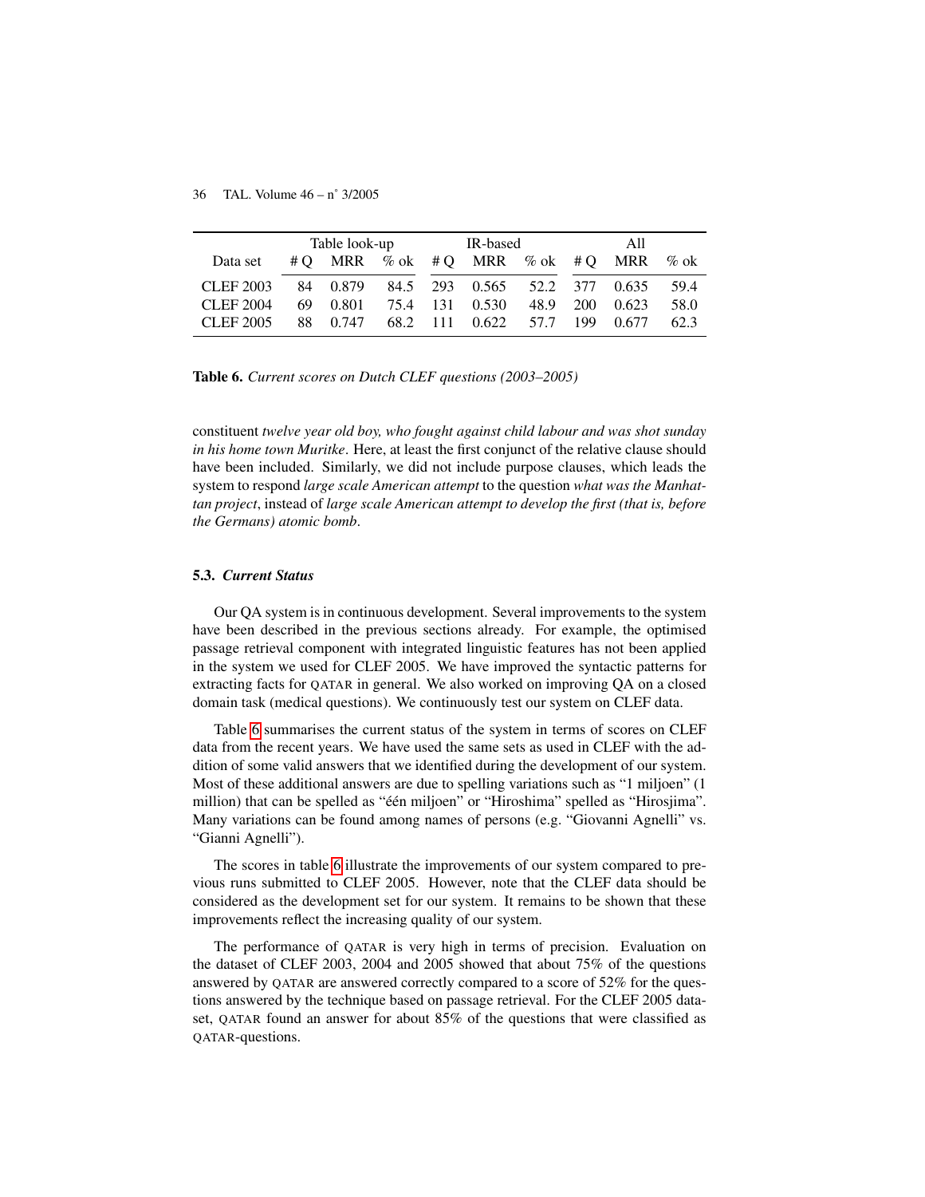| Data set | Table look-up | | | IR-based | | | All | | |
|---|---|---|---|---|---|---|---|---|---|
| | # Q | MRR | % ok | # Q | MRR | % ok | # Q | MRR | % ok |
| CLEF 2003 | 84 | 0.879 | 84.5 | 293 | 0.565 | 52.2 | 377 | 0.635 | 59.4 |
| CLEF 2004 | 69 | 0.801 | 75.4 | 131 | 0.530 | 48.9 | 200 | 0.623 | 58.0 |
| CLEF 2005 | 88 | 0.747 | 68.2 | 111 | 0.622 | 57.7 | 199 | 0.677 | 62.3 |

**Table 6.** *Current scores on Dutch CLEF questions (2003–2005)*

constituent *twelve year old boy, who fought against child labour and was shot sunday in his home town Muritke*. Here, at least the first conjunct of the relative clause should have been included. Similarly, we did not include purpose clauses, which leads the system to respond *large scale American attempt* to the question *what was the Manhattan project*, instead of *large scale American attempt to develop the first (that is, before the Germans) atomic bomb*.

### 5.3. *Current Status*

Our QA system is in continuous development. Several improvements to the system have been described in the previous sections already. For example, the optimised passage retrieval component with integrated linguistic features has not been applied in the system we used for CLEF 2005. We have improved the syntactic patterns for extracting facts for QATAR in general. We also worked on improving QA on a closed domain task (medical questions). We continuously test our system on CLEF data.

Table 6 summarises the current status of the system in terms of scores on CLEF data from the recent years. We have used the same sets as used in CLEF with the addition of some valid answers that we identified during the development of our system. Most of these additional answers are due to spelling variations such as "1 miljoen" (1 million) that can be spelled as "één miljoen" or "Hiroshima" spelled as "Hirosjima". Many variations can be found among names of persons (e.g. "Giovanni Agnelli" vs. "Gianni Agnelli").

The scores in table 6 illustrate the improvements of our system compared to previous runs submitted to CLEF 2005. However, note that the CLEF data should be considered as the development set for our system. It remains to be shown that these improvements reflect the increasing quality of our system.

The performance of QATAR is very high in terms of precision. Evaluation on the dataset of CLEF 2003, 2004 and 2005 showed that about 75% of the questions answered by QATAR are answered correctly compared to a score of 52% for the questions answered by the technique based on passage retrieval. For the CLEF 2005 dataset, QATAR found an answer for about 85% of the questions that were classified as QATAR-questions.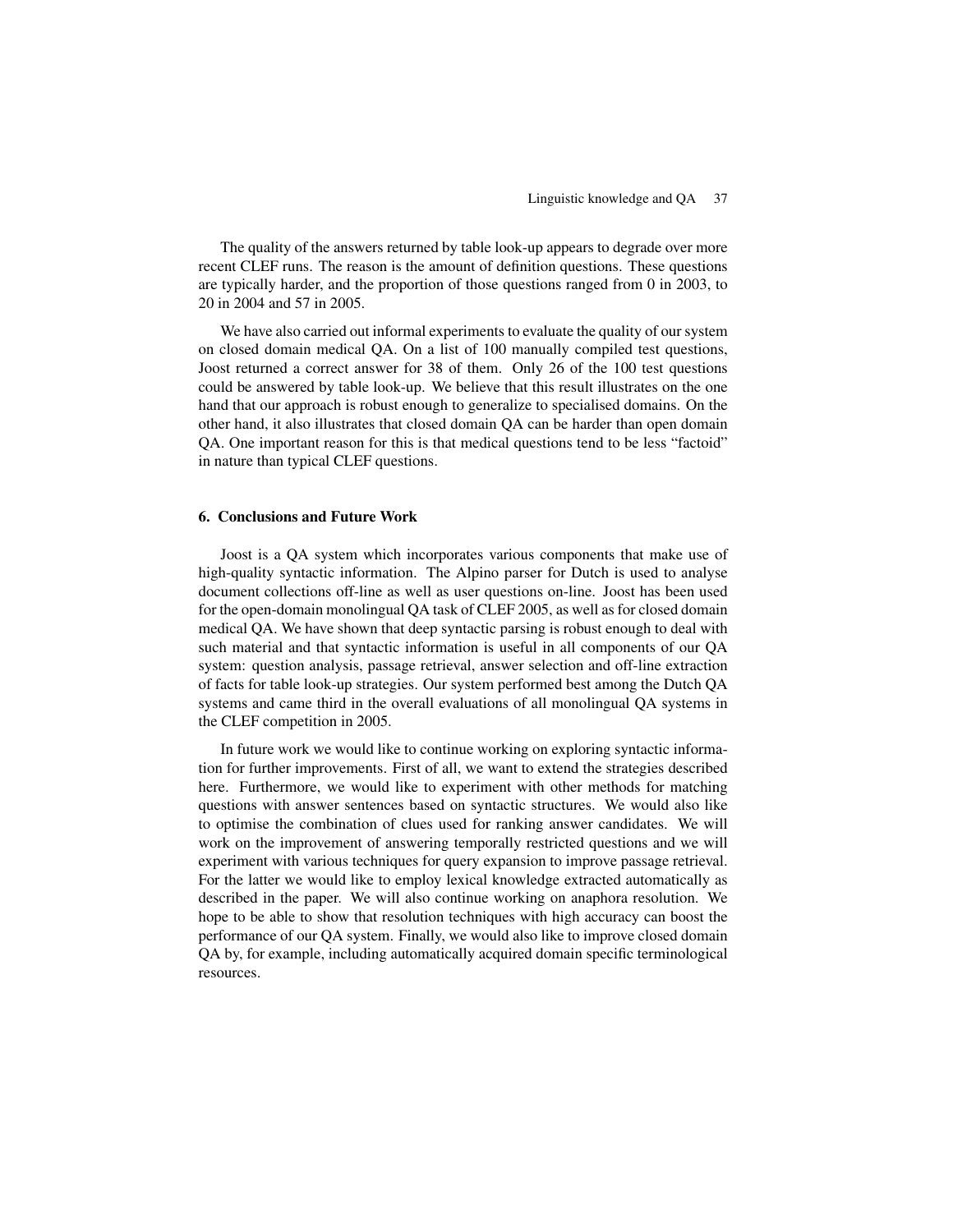The quality of the answers returned by table look-up appears to degrade over more recent CLEF runs. The reason is the amount of definition questions. These questions are typically harder, and the proportion of those questions ranged from 0 in 2003, to 20 in 2004 and 57 in 2005.

We have also carried out informal experiments to evaluate the quality of our system on closed domain medical QA. On a list of 100 manually compiled test questions, Joost returned a correct answer for 38 of them. Only 26 of the 100 test questions could be answered by table look-up. We believe that this result illustrates on the one hand that our approach is robust enough to generalize to specialised domains. On the other hand, it also illustrates that closed domain QA can be harder than open domain QA. One important reason for this is that medical questions tend to be less "factoid" in nature than typical CLEF questions.

## 6. Conclusions and Future Work

Joost is a QA system which incorporates various components that make use of high-quality syntactic information. The Alpino parser for Dutch is used to analyse document collections off-line as well as user questions on-line. Joost has been used for the open-domain monolingual QA task of CLEF 2005, as well as for closed domain medical QA. We have shown that deep syntactic parsing is robust enough to deal with such material and that syntactic information is useful in all components of our QA system: question analysis, passage retrieval, answer selection and off-line extraction of facts for table look-up strategies. Our system performed best among the Dutch QA systems and came third in the overall evaluations of all monolingual QA systems in the CLEF competition in 2005.

In future work we would like to continue working on exploring syntactic information for further improvements. First of all, we want to extend the strategies described here. Furthermore, we would like to experiment with other methods for matching questions with answer sentences based on syntactic structures. We would also like to optimise the combination of clues used for ranking answer candidates. We will work on the improvement of answering temporally restricted questions and we will experiment with various techniques for query expansion to improve passage retrieval. For the latter we would like to employ lexical knowledge extracted automatically as described in the paper. We will also continue working on anaphora resolution. We hope to be able to show that resolution techniques with high accuracy can boost the performance of our QA system. Finally, we would also like to improve closed domain QA by, for example, including automatically acquired domain specific terminological resources.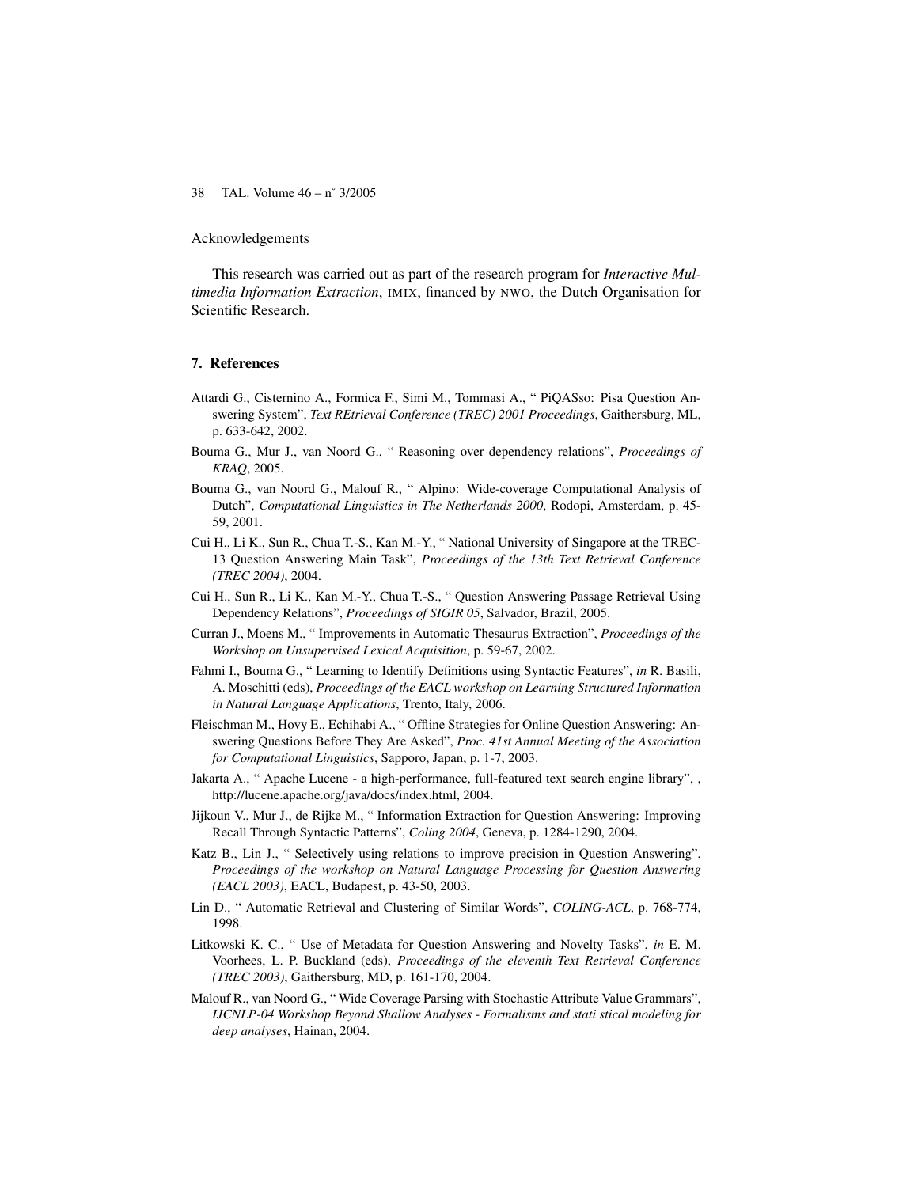Acknowledgements

This research was carried out as part of the research program for *Interactive Multimedia Information Extraction*, IMIX, financed by NWO, the Dutch Organisation for Scientific Research.

## 7. References

Attardi G., Cisternino A., Formica F., Simi M., Tommasi A., " PiQASso: Pisa Question Answering System", *Text REtrieval Conference (TREC) 2001 Proceedings*, Gaithersburg, ML, p. 633-642, 2002.

Bouma G., Mur J., van Noord G., " Reasoning over dependency relations", *Proceedings of KRAQ*, 2005.

Bouma G., van Noord G., Malouf R., " Alpino: Wide-coverage Computational Analysis of Dutch", *Computational Linguistics in The Netherlands 2000*, Rodopi, Amsterdam, p. 45-59, 2001.

Cui H., Li K., Sun R., Chua T.-S., Kan M.-Y., " National University of Singapore at the TREC-13 Question Answering Main Task", *Proceedings of the 13th Text Retrieval Conference (TREC 2004)*, 2004.

Cui H., Sun R., Li K., Kan M.-Y., Chua T.-S., " Question Answering Passage Retrieval Using Dependency Relations", *Proceedings of SIGIR 05*, Salvador, Brazil, 2005.

Curran J., Moens M., " Improvements in Automatic Thesaurus Extraction", *Proceedings of the Workshop on Unsupervised Lexical Acquisition*, p. 59-67, 2002.

Fahmi I., Bouma G., " Learning to Identify Definitions using Syntactic Features", *in* R. Basili, A. Moschitti (eds), *Proceedings of the EACL workshop on Learning Structured Information in Natural Language Applications*, Trento, Italy, 2006.

Fleischman M., Hovy E., Echihabi A., " Offline Strategies for Online Question Answering: Answering Questions Before They Are Asked", *Proc. 41st Annual Meeting of the Association for Computational Linguistics*, Sapporo, Japan, p. 1-7, 2003.

Jakarta A., " Apache Lucene - a high-performance, full-featured text search engine library", , http://lucene.apache.org/java/docs/index.html, 2004.

Jijkoun V., Mur J., de Rijke M., " Information Extraction for Question Answering: Improving Recall Through Syntactic Patterns", *Coling 2004*, Geneva, p. 1284-1290, 2004.

Katz B., Lin J., " Selectively using relations to improve precision in Question Answering", *Proceedings of the workshop on Natural Language Processing for Question Answering (EACL 2003)*, EACL, Budapest, p. 43-50, 2003.

Lin D., " Automatic Retrieval and Clustering of Similar Words", *COLING-ACL*, p. 768-774, 1998.

Litkowski K. C., " Use of Metadata for Question Answering and Novelty Tasks", *in* E. M. Voorhees, L. P. Buckland (eds), *Proceedings of the eleventh Text Retrieval Conference (TREC 2003)*, Gaithersburg, MD, p. 161-170, 2004.

Malouf R., van Noord G., " Wide Coverage Parsing with Stochastic Attribute Value Grammars", *IJCNLP-04 Workshop Beyond Shallow Analyses - Formalisms and stati stical modeling for deep analyses*, Hainan, 2004.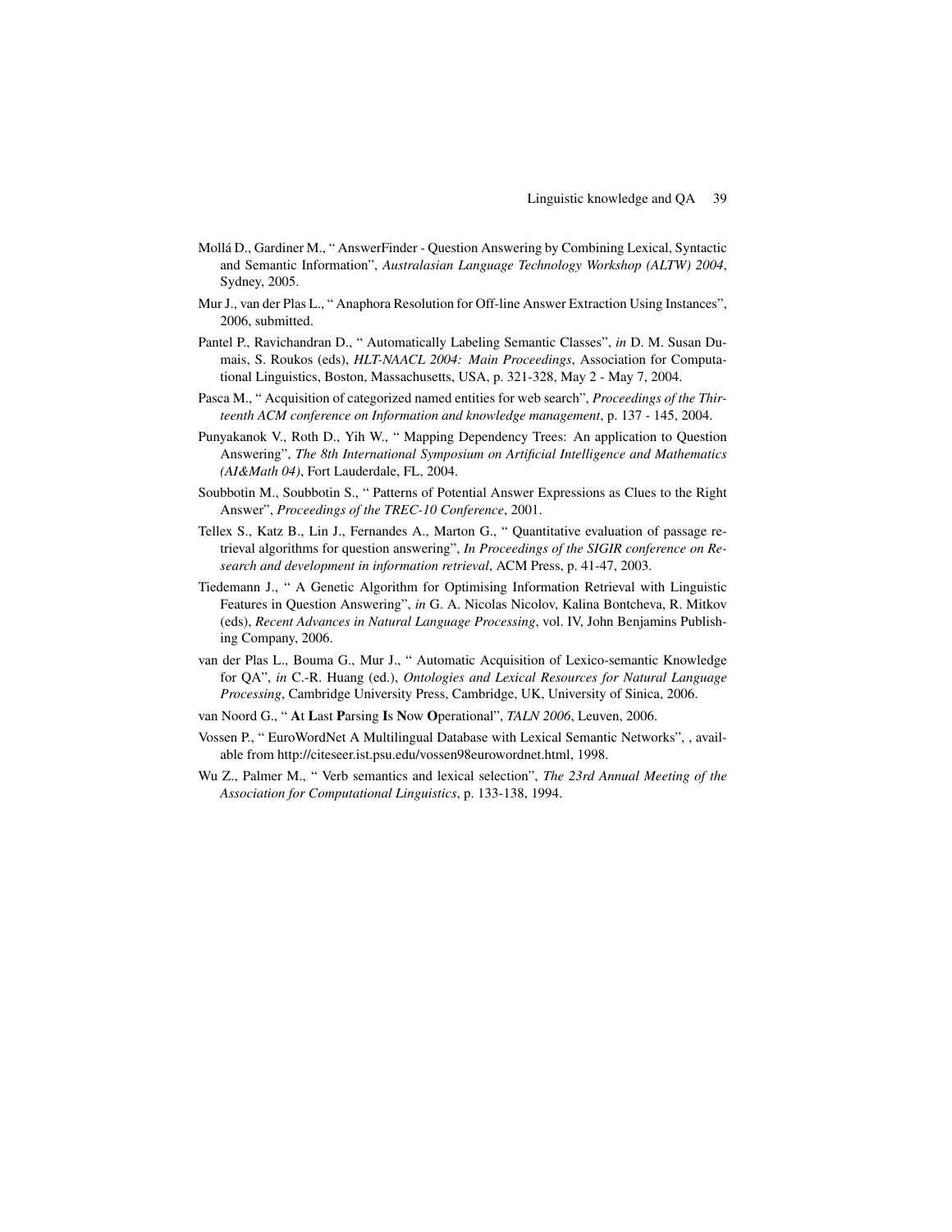Mollá D., Gardiner M., " AnswerFinder - Question Answering by Combining Lexical, Syntactic and Semantic Information", *Australasian Language Technology Workshop (ALTW) 2004*, Sydney, 2005.

Mur J., van der Plas L., " Anaphora Resolution for Off-line Answer Extraction Using Instances", 2006, submitted.

Pantel P., Ravichandran D., " Automatically Labeling Semantic Classes", *in* D. M. Susan Dumais, S. Roukos (eds), *HLT-NAACL 2004: Main Proceedings*, Association for Computational Linguistics, Boston, Massachusetts, USA, p. 321-328, May 2 - May 7, 2004.

Pasca M., " Acquisition of categorized named entities for web search", *Proceedings of the Thirteenth ACM conference on Information and knowledge management*, p. 137 - 145, 2004.

Punyakanok V., Roth D., Yih W., " Mapping Dependency Trees: An application to Question Answering", *The 8th International Symposium on Artificial Intelligence and Mathematics (AI&Math 04)*, Fort Lauderdale, FL, 2004.

Soubbotin M., Soubbotin S., " Patterns of Potential Answer Expressions as Clues to the Right Answer", *Proceedings of the TREC-10 Conference*, 2001.

Tellex S., Katz B., Lin J., Fernandes A., Marton G., " Quantitative evaluation of passage retrieval algorithms for question answering", *In Proceedings of the SIGIR conference on Research and development in information retrieval*, ACM Press, p. 41-47, 2003.

Tiedemann J., " A Genetic Algorithm for Optimising Information Retrieval with Linguistic Features in Question Answering", *in* G. A. Nicolas Nicolov, Kalina Bontcheva, R. Mitkov (eds), *Recent Advances in Natural Language Processing*, vol. IV, John Benjamins Publishing Company, 2006.

van der Plas L., Bouma G., Mur J., " Automatic Acquisition of Lexico-semantic Knowledge for QA", *in* C.-R. Huang (ed.), *Ontologies and Lexical Resources for Natural Language Processing*, Cambridge University Press, Cambridge, UK, University of Sinica, 2006.

van Noord G., " **A**t **L**ast **P**arsing **I**s **N**ow **O**perational", *TALN 2006*, Leuven, 2006.

Vossen P., " EuroWordNet A Multilingual Database with Lexical Semantic Networks", , available from http://citeseer.ist.psu.edu/vossen98eurowordnet.html, 1998.

Wu Z., Palmer M., " Verb semantics and lexical selection", *The 23rd Annual Meeting of the Association for Computational Linguistics*, p. 133-138, 1994.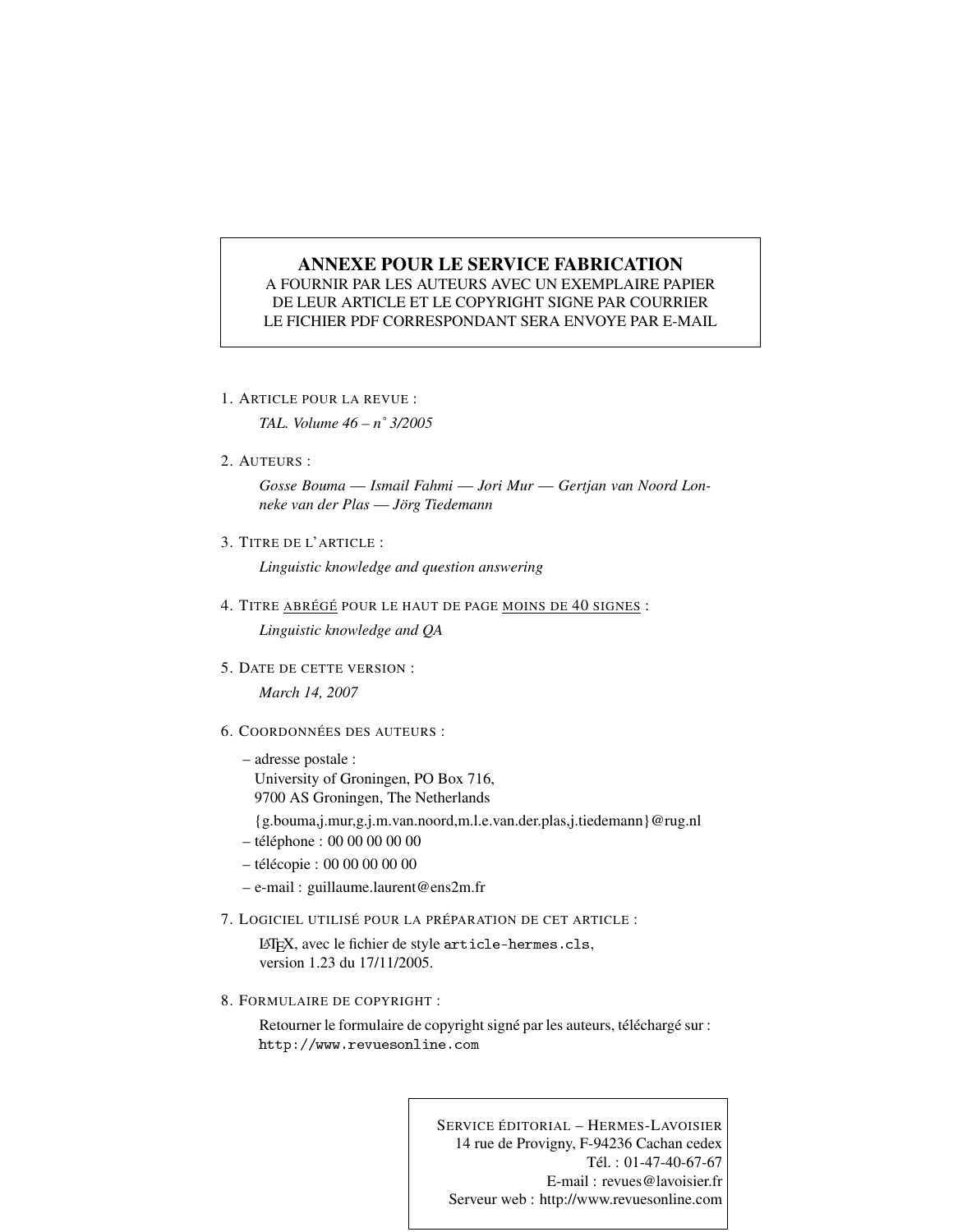**ANNEXE POUR LE SERVICE FABRICATION**
A FOURNIR PAR LES AUTEURS AVEC UN EXEMPLAIRE PAPIER
DE LEUR ARTICLE ET LE COPYRIGHT SIGNE PAR COURRIER
LE FICHIER PDF CORRESPONDANT SERA ENVOYE PAR E-MAIL

1. ARTICLE POUR LA REVUE :

   *TAL. Volume 46 – n° 3/2005*

2. AUTEURS :

   *Gosse Bouma — Ismail Fahmi — Jori Mur — Gertjan van Noord Lonneke van der Plas — Jörg Tiedemann*

3. TITRE DE L'ARTICLE :

   *Linguistic knowledge and question answering*

4. TITRE ABRÉGÉ POUR LE HAUT DE PAGE MOINS DE 40 SIGNES :

   *Linguistic knowledge and QA*

5. DATE DE CETTE VERSION :

   *March 14, 2007*

6. COORDONNÉES DES AUTEURS :

   – adresse postale :
   University of Groningen, PO Box 716,
   9700 AS Groningen, The Netherlands
   {g.bouma,j.mur,g.j.m.van.noord,m.l.e.van.der.plas,j.tiedemann}@rug.nl
   – téléphone : 00 00 00 00 00
   – télécopie : 00 00 00 00 00
   – e-mail : guillaume.laurent@ens2m.fr

7. LOGICIEL UTILISÉ POUR LA PRÉPARATION DE CET ARTICLE :

   LaTeX, avec le fichier de style `article-hermes.cls`,
   version 1.23 du 17/11/2005.

8. FORMULAIRE DE COPYRIGHT :

   Retourner le formulaire de copyright signé par les auteurs, téléchargé sur :
   `http://www.revuesonline.com`

SERVICE ÉDITORIAL – HERMES-LAVOISIER
14 rue de Provigny, F-94236 Cachan cedex
Tél. : 01-47-40-67-67
E-mail : revues@lavoisier.fr
Serveur web : http://www.revuesonline.com